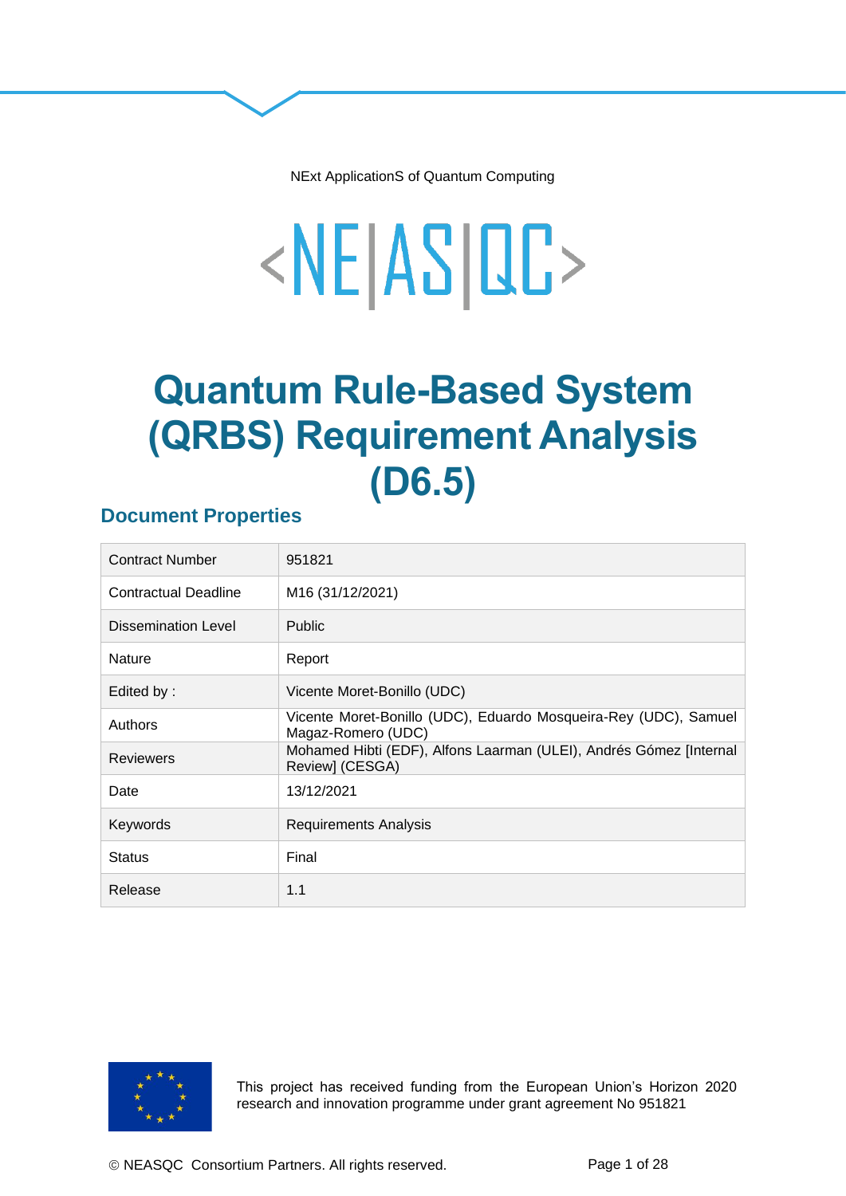NExt ApplicationS of Quantum Computing

<NE|AS|QC>

# Quantum Rule-Based System (QRBS) Requirement Analysis (D6.5)

## Document Properties

| | |
|---|---|
| Contract Number | 951821 |
| Contractual Deadline | M16 (31/12/2021) |
| Dissemination Level | Public |
| Nature | Report |
| Edited by : | Vicente Moret-Bonillo (UDC) |
| Authors | Vicente Moret-Bonillo (UDC), Eduardo Mosqueira-Rey (UDC), Samuel Magaz-Romero (UDC) |
| Reviewers | Mohamed Hibti (EDF), Alfons Laarman (ULEI), Andrés Gómez [Internal Review] (CESGA) |
| Date | 13/12/2021 |
| Keywords | Requirements Analysis |
| Status | Final |
| Release | 1.1 |

This project has received funding from the European Union's Horizon 2020 research and innovation programme under grant agreement No 951821

© NEASQC Consortium Partners. All rights reserved.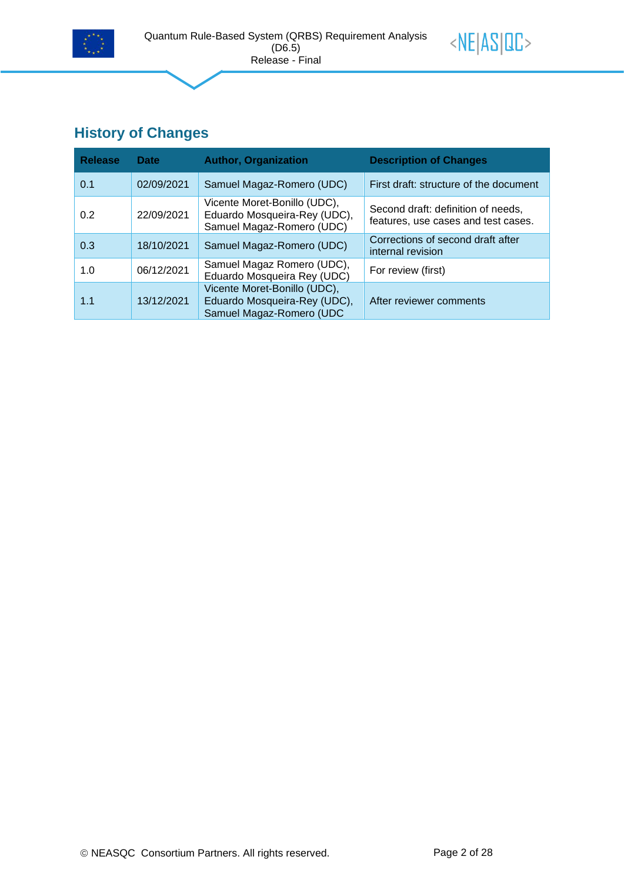## History of Changes

| Release | Date | Author, Organization | Description of Changes |
|---|---|---|---|
| 0.1 | 02/09/2021 | Samuel Magaz-Romero (UDC) | First draft: structure of the document |
| 0.2 | 22/09/2021 | Vicente Moret-Bonillo (UDC), Eduardo Mosqueira-Rey (UDC), Samuel Magaz-Romero (UDC) | Second draft: definition of needs, features, use cases and test cases. |
| 0.3 | 18/10/2021 | Samuel Magaz-Romero (UDC) | Corrections of second draft after internal revision |
| 1.0 | 06/12/2021 | Samuel Magaz Romero (UDC), Eduardo Mosqueira Rey (UDC) | For review (first) |
| 1.1 | 13/12/2021 | Vicente Moret-Bonillo (UDC), Eduardo Mosqueira-Rey (UDC), Samuel Magaz-Romero (UDC | After reviewer comments |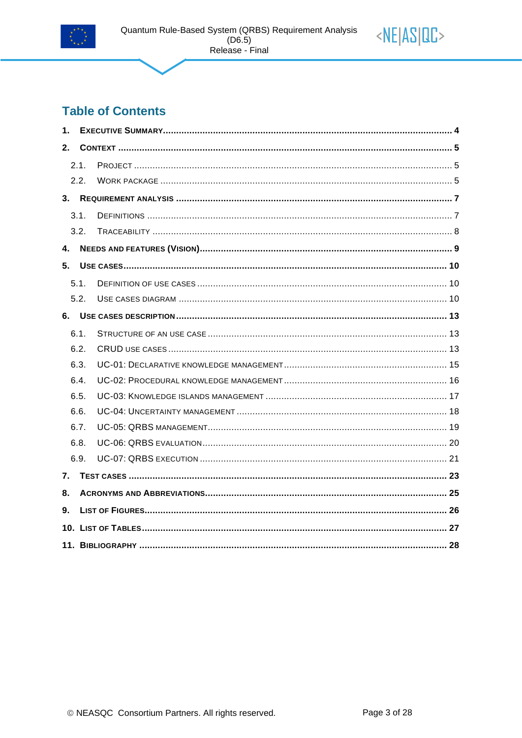# Table of Contents

1. EXECUTIVE SUMMARY ............................................................ 4
2. CONTEXT ............................................................ 5
   - 2.1. PROJECT ............................................................ 5
   - 2.2. WORK PACKAGE ............................................................ 5
3. REQUIREMENT ANALYSIS ............................................................ 7
   - 3.1. DEFINITIONS ............................................................ 7
   - 3.2. TRACEABILITY ............................................................ 8
4. NEEDS AND FEATURES (VISION) ............................................................ 9
5. USE CASES ............................................................ 10
   - 5.1. DEFINITION OF USE CASES ............................................................ 10
   - 5.2. USE CASES DIAGRAM ............................................................ 10
6. USE CASES DESCRIPTION ............................................................ 13
   - 6.1. STRUCTURE OF AN USE CASE ............................................................ 13
   - 6.2. CRUD USE CASES ............................................................ 13
   - 6.3. UC-01: DECLARATIVE KNOWLEDGE MANAGEMENT ............................................................ 15
   - 6.4. UC-02: PROCEDURAL KNOWLEDGE MANAGEMENT ............................................................ 16
   - 6.5. UC-03: KNOWLEDGE ISLANDS MANAGEMENT ............................................................ 17
   - 6.6. UC-04: UNCERTAINTY MANAGEMENT ............................................................ 18
   - 6.7. UC-05: QRBS MANAGEMENT ............................................................ 19
   - 6.8. UC-06: QRBS EVALUATION ............................................................ 20
   - 6.9. UC-07: QRBS EXECUTION ............................................................ 21
7. TEST CASES ............................................................ 23
8. ACRONYMS AND ABBREVIATIONS ............................................................ 25
9. LIST OF FIGURES ............................................................ 26
10. LIST OF TABLES ............................................................ 27
11. BIBLIOGRAPHY ............................................................ 28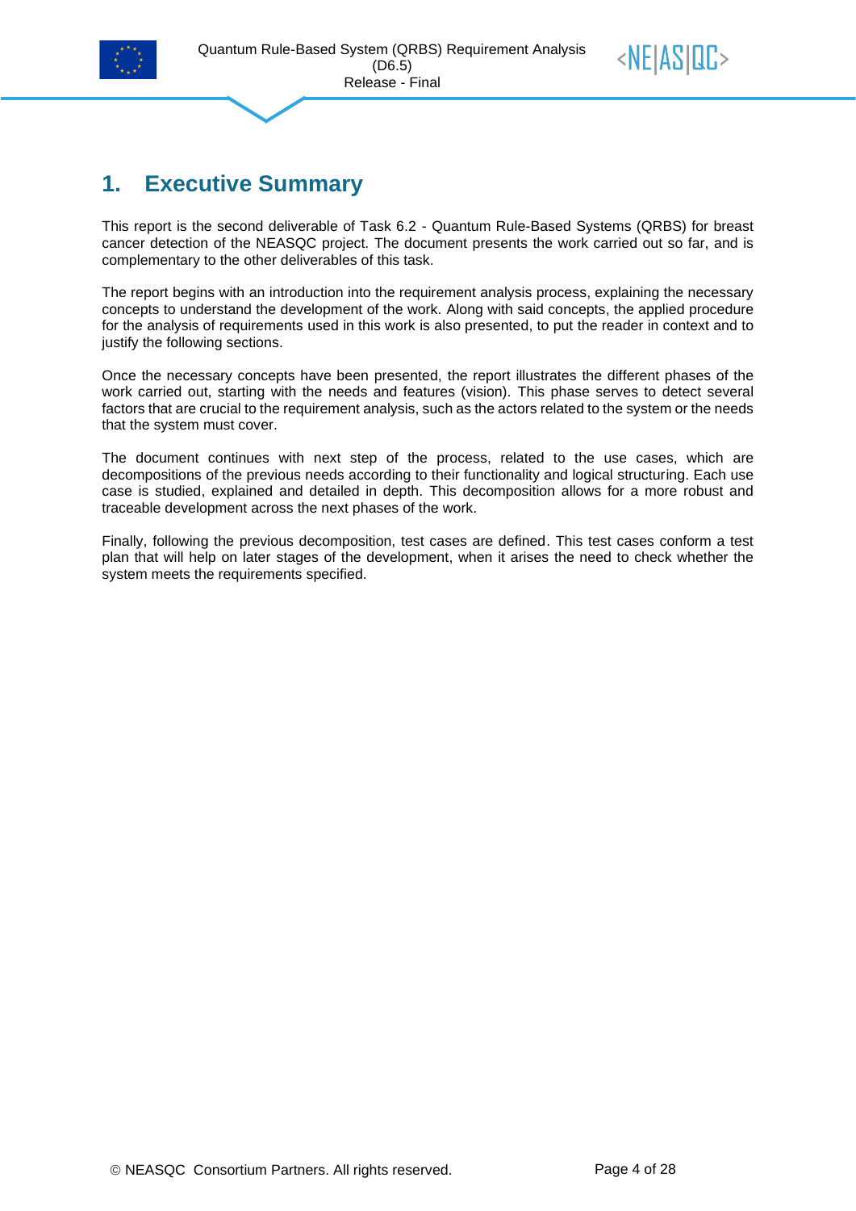# 1. Executive Summary

This report is the second deliverable of Task 6.2 - Quantum Rule-Based Systems (QRBS) for breast cancer detection of the NEASQC project. The document presents the work carried out so far, and is complementary to the other deliverables of this task.

The report begins with an introduction into the requirement analysis process, explaining the necessary concepts to understand the development of the work. Along with said concepts, the applied procedure for the analysis of requirements used in this work is also presented, to put the reader in context and to justify the following sections.

Once the necessary concepts have been presented, the report illustrates the different phases of the work carried out, starting with the needs and features (vision). This phase serves to detect several factors that are crucial to the requirement analysis, such as the actors related to the system or the needs that the system must cover.

The document continues with next step of the process, related to the use cases, which are decompositions of the previous needs according to their functionality and logical structuring. Each use case is studied, explained and detailed in depth. This decomposition allows for a more robust and traceable development across the next phases of the work.

Finally, following the previous decomposition, test cases are defined. This test cases conform a test plan that will help on later stages of the development, when it arises the need to check whether the system meets the requirements specified.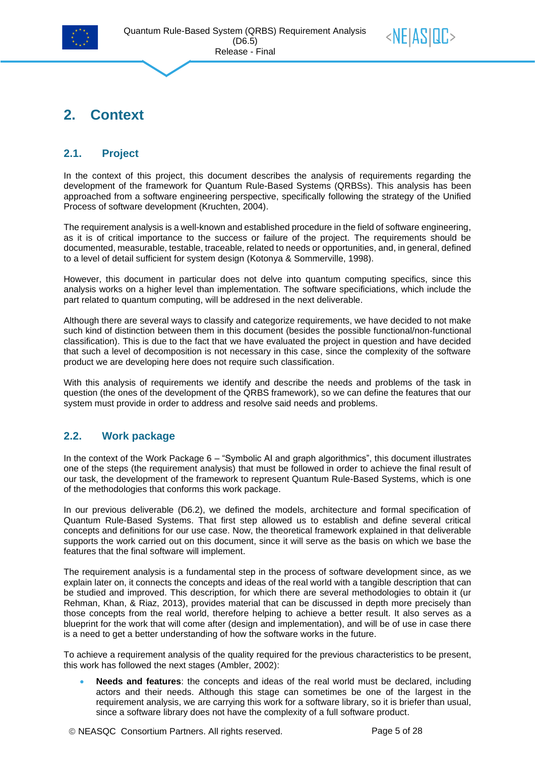# 2. Context

## 2.1. Project

In the context of this project, this document describes the analysis of requirements regarding the development of the framework for Quantum Rule-Based Systems (QRBSs). This analysis has been approached from a software engineering perspective, specifically following the strategy of the Unified Process of software development (Kruchten, 2004).

The requirement analysis is a well-known and established procedure in the field of software engineering, as it is of critical importance to the success or failure of the project. The requirements should be documented, measurable, testable, traceable, related to needs or opportunities, and, in general, defined to a level of detail sufficient for system design (Kotonya & Sommerville, 1998).

However, this document in particular does not delve into quantum computing specifics, since this analysis works on a higher level than implementation. The software specificiations, which include the part related to quantum computing, will be addresed in the next deliverable.

Although there are several ways to classify and categorize requirements, we have decided to not make such kind of distinction between them in this document (besides the possible functional/non-functional classification). This is due to the fact that we have evaluated the project in question and have decided that such a level of decomposition is not necessary in this case, since the complexity of the software product we are developing here does not require such classification.

With this analysis of requirements we identify and describe the needs and problems of the task in question (the ones of the development of the QRBS framework), so we can define the features that our system must provide in order to address and resolve said needs and problems.

## 2.2. Work package

In the context of the Work Package 6 – "Symbolic AI and graph algorithmics", this document illustrates one of the steps (the requirement analysis) that must be followed in order to achieve the final result of our task, the development of the framework to represent Quantum Rule-Based Systems, which is one of the methodologies that conforms this work package.

In our previous deliverable (D6.2), we defined the models, architecture and formal specification of Quantum Rule-Based Systems. That first step allowed us to establish and define several critical concepts and definitions for our use case. Now, the theoretical framework explained in that deliverable supports the work carried out on this document, since it will serve as the basis on which we base the features that the final software will implement.

The requirement analysis is a fundamental step in the process of software development since, as we explain later on, it connects the concepts and ideas of the real world with a tangible description that can be studied and improved. This description, for which there are several methodologies to obtain it (ur Rehman, Khan, & Riaz, 2013), provides material that can be discussed in depth more precisely than those concepts from the real world, therefore helping to achieve a better result. It also serves as a blueprint for the work that will come after (design and implementation), and will be of use in case there is a need to get a better understanding of how the software works in the future.

To achieve a requirement analysis of the quality required for the previous characteristics to be present, this work has followed the next stages (Ambler, 2002):

- **Needs and features**: the concepts and ideas of the real world must be declared, including actors and their needs. Although this stage can sometimes be one of the largest in the requirement analysis, we are carrying this work for a software library, so it is briefer than usual, since a software library does not have the complexity of a full software product.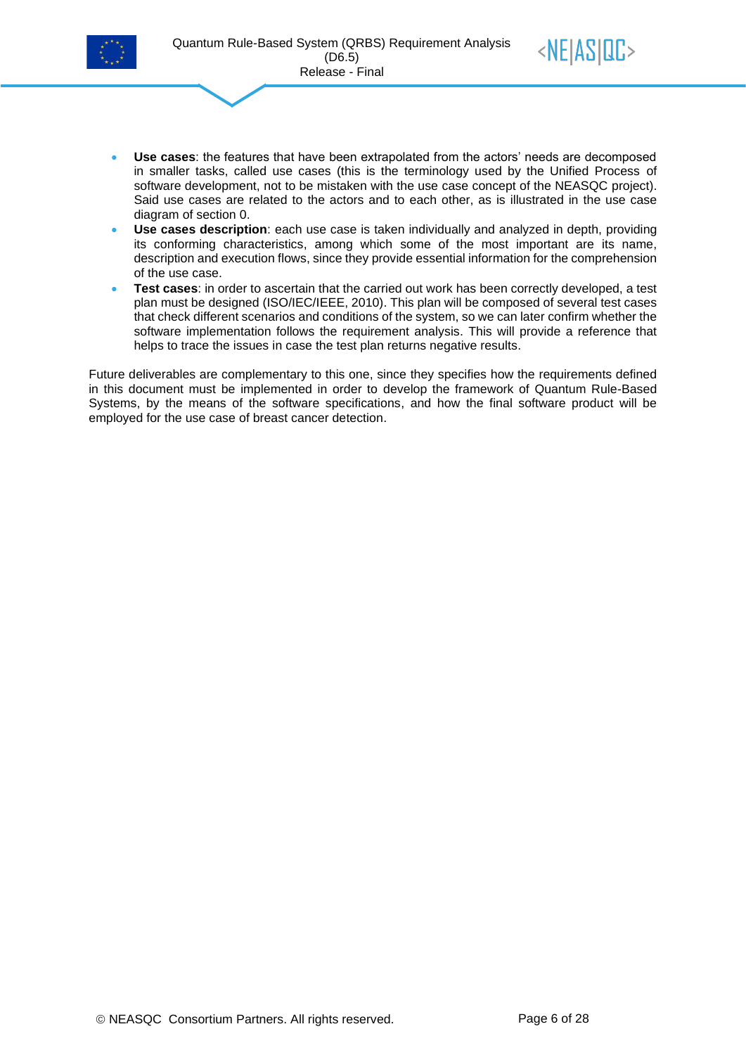- **Use cases**: the features that have been extrapolated from the actors' needs are decomposed in smaller tasks, called use cases (this is the terminology used by the Unified Process of software development, not to be mistaken with the use case concept of the NEASQC project). Said use cases are related to the actors and to each other, as is illustrated in the use case diagram of section 0.
- **Use cases description**: each use case is taken individually and analyzed in depth, providing its conforming characteristics, among which some of the most important are its name, description and execution flows, since they provide essential information for the comprehension of the use case.
- **Test cases**: in order to ascertain that the carried out work has been correctly developed, a test plan must be designed (ISO/IEC/IEEE, 2010). This plan will be composed of several test cases that check different scenarios and conditions of the system, so we can later confirm whether the software implementation follows the requirement analysis. This will provide a reference that helps to trace the issues in case the test plan returns negative results.

Future deliverables are complementary to this one, since they specifies how the requirements defined in this document must be implemented in order to develop the framework of Quantum Rule-Based Systems, by the means of the software specifications, and how the final software product will be employed for the use case of breast cancer detection.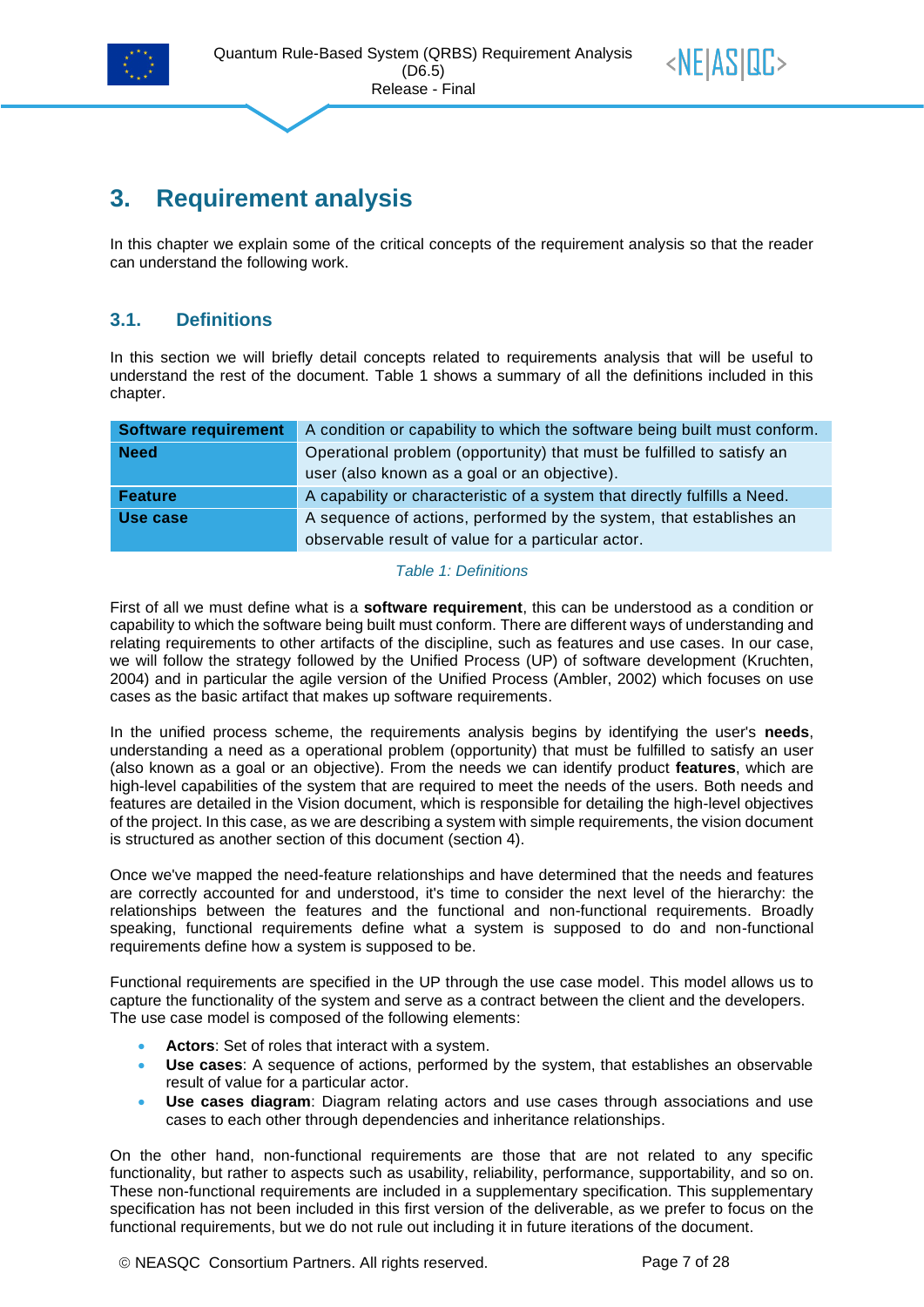# 3. Requirement analysis

In this chapter we explain some of the critical concepts of the requirement analysis so that the reader can understand the following work.

## 3.1. Definitions

In this section we will briefly detail concepts related to requirements analysis that will be useful to understand the rest of the document. Table 1 shows a summary of all the definitions included in this chapter.

| | |
|---|---|
| **Software requirement** | A condition or capability to which the software being built must conform. |
| **Need** | Operational problem (opportunity) that must be fulfilled to satisfy an user (also known as a goal or an objective). |
| **Feature** | A capability or characteristic of a system that directly fulfills a Need. |
| **Use case** | A sequence of actions, performed by the system, that establishes an observable result of value for a particular actor. |

*Table 1: Definitions*

First of all we must define what is a **software requirement**, this can be understood as a condition or capability to which the software being built must conform. There are different ways of understanding and relating requirements to other artifacts of the discipline, such as features and use cases. In our case, we will follow the strategy followed by the Unified Process (UP) of software development (Kruchten, 2004) and in particular the agile version of the Unified Process (Ambler, 2002) which focuses on use cases as the basic artifact that makes up software requirements.

In the unified process scheme, the requirements analysis begins by identifying the user's **needs**, understanding a need as a operational problem (opportunity) that must be fulfilled to satisfy an user (also known as a goal or an objective). From the needs we can identify product **features**, which are high-level capabilities of the system that are required to meet the needs of the users. Both needs and features are detailed in the Vision document, which is responsible for detailing the high-level objectives of the project. In this case, as we are describing a system with simple requirements, the vision document is structured as another section of this document (section 4).

Once we've mapped the need-feature relationships and have determined that the needs and features are correctly accounted for and understood, it's time to consider the next level of the hierarchy: the relationships between the features and the functional and non-functional requirements. Broadly speaking, functional requirements define what a system is supposed to do and non-functional requirements define how a system is supposed to be.

Functional requirements are specified in the UP through the use case model. This model allows us to capture the functionality of the system and serve as a contract between the client and the developers. The use case model is composed of the following elements:

- **Actors**: Set of roles that interact with a system.
- **Use cases**: A sequence of actions, performed by the system, that establishes an observable result of value for a particular actor.
- **Use cases diagram**: Diagram relating actors and use cases through associations and use cases to each other through dependencies and inheritance relationships.

On the other hand, non-functional requirements are those that are not related to any specific functionality, but rather to aspects such as usability, reliability, performance, supportability, and so on. These non-functional requirements are included in a supplementary specification. This supplementary specification has not been included in this first version of the deliverable, as we prefer to focus on the functional requirements, but we do not rule out including it in future iterations of the document.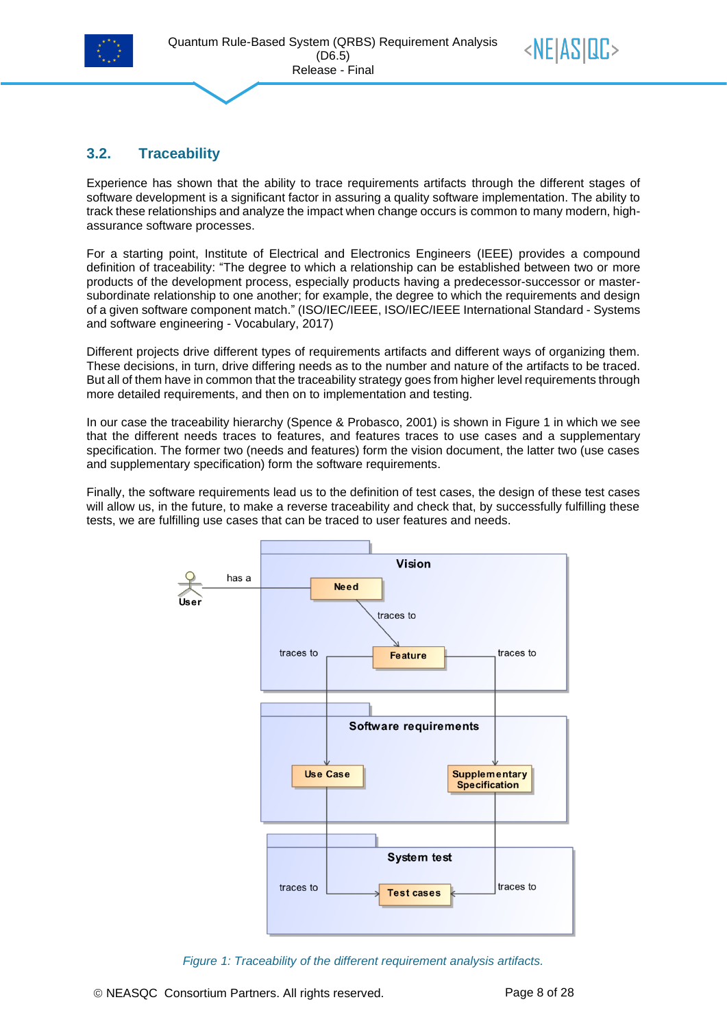## 3.2. Traceability

Experience has shown that the ability to trace requirements artifacts through the different stages of software development is a significant factor in assuring a quality software implementation. The ability to track these relationships and analyze the impact when change occurs is common to many modern, high-assurance software processes.

For a starting point, Institute of Electrical and Electronics Engineers (IEEE) provides a compound definition of traceability: "The degree to which a relationship can be established between two or more products of the development process, especially products having a predecessor-successor or master-subordinate relationship to one another; for example, the degree to which the requirements and design of a given software component match." (ISO/IEC/IEEE, ISO/IEC/IEEE International Standard - Systems and software engineering - Vocabulary, 2017)

Different projects drive different types of requirements artifacts and different ways of organizing them. These decisions, in turn, drive differing needs as to the number and nature of the artifacts to be traced. But all of them have in common that the traceability strategy goes from higher level requirements through more detailed requirements, and then on to implementation and testing.

In our case the traceability hierarchy (Spence & Probasco, 2001) is shown in Figure 1 in which we see that the different needs traces to features, and features traces to use cases and a supplementary specification. The former two (needs and features) form the vision document, the latter two (use cases and supplementary specification) form the software requirements.

Finally, the software requirements lead us to the definition of test cases, the design of these test cases will allow us, in the future, to make a reverse traceability and check that, by successfully fulfilling these tests, we are fulfilling use cases that can be traced to user features and needs.

*Figure 1: Traceability of the different requirement analysis artifacts.*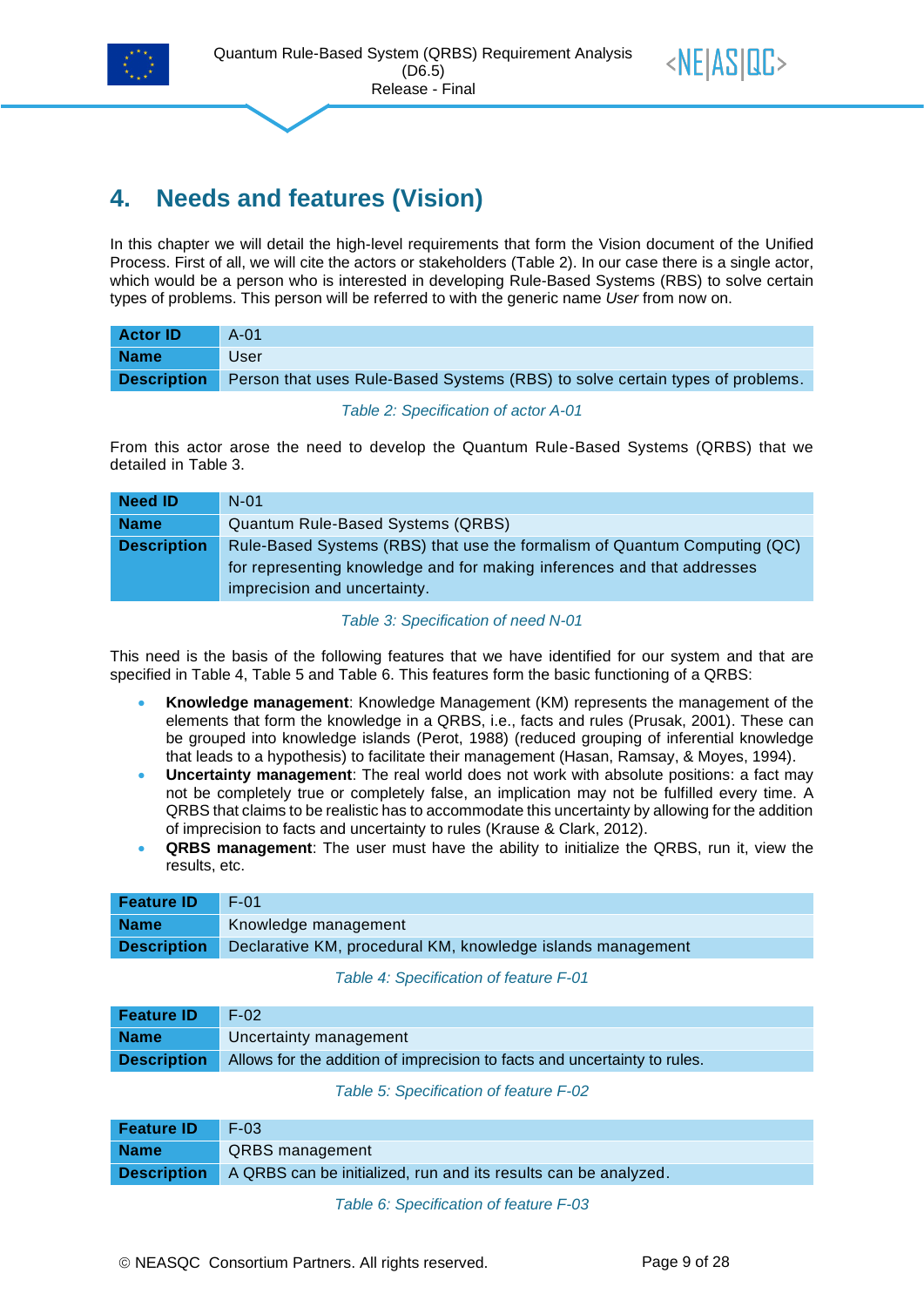# 4. Needs and features (Vision)

In this chapter we will detail the high-level requirements that form the Vision document of the Unified Process. First of all, we will cite the actors or stakeholders (Table 2). In our case there is a single actor, which would be a person who is interested in developing Rule-Based Systems (RBS) to solve certain types of problems. This person will be referred to with the generic name *User* from now on.

| **Actor ID** | A-01 |
|---|---|
| **Name** | User |
| **Description** | Person that uses Rule-Based Systems (RBS) to solve certain types of problems. |

*Table 2: Specification of actor A-01*

From this actor arose the need to develop the Quantum Rule-Based Systems (QRBS) that we detailed in Table 3.

| **Need ID** | N-01 |
|---|---|
| **Name** | Quantum Rule-Based Systems (QRBS) |
| **Description** | Rule-Based Systems (RBS) that use the formalism of Quantum Computing (QC) for representing knowledge and for making inferences and that addresses imprecision and uncertainty. |

*Table 3: Specification of need N-01*

This need is the basis of the following features that we have identified for our system and that are specified in Table 4, Table 5 and Table 6. This features form the basic functioning of a QRBS:

- **Knowledge management**: Knowledge Management (KM) represents the management of the elements that form the knowledge in a QRBS, i.e., facts and rules (Prusak, 2001). These can be grouped into knowledge islands (Perot, 1988) (reduced grouping of inferential knowledge that leads to a hypothesis) to facilitate their management (Hasan, Ramsay, & Moyes, 1994).
- **Uncertainty management**: The real world does not work with absolute positions: a fact may not be completely true or completely false, an implication may not be fulfilled every time. A QRBS that claims to be realistic has to accommodate this uncertainty by allowing for the addition of imprecision to facts and uncertainty to rules (Krause & Clark, 2012).
- **QRBS management**: The user must have the ability to initialize the QRBS, run it, view the results, etc.

| **Feature ID** | F-01 |
|---|---|
| **Name** | Knowledge management |
| **Description** | Declarative KM, procedural KM, knowledge islands management |

*Table 4: Specification of feature F-01*

| **Feature ID** | F-02 |
|---|---|
| **Name** | Uncertainty management |
| **Description** | Allows for the addition of imprecision to facts and uncertainty to rules. |

*Table 5: Specification of feature F-02*

| **Feature ID** | F-03 |
|---|---|
| **Name** | QRBS management |
| **Description** | A QRBS can be initialized, run and its results can be analyzed. |

*Table 6: Specification of feature F-03*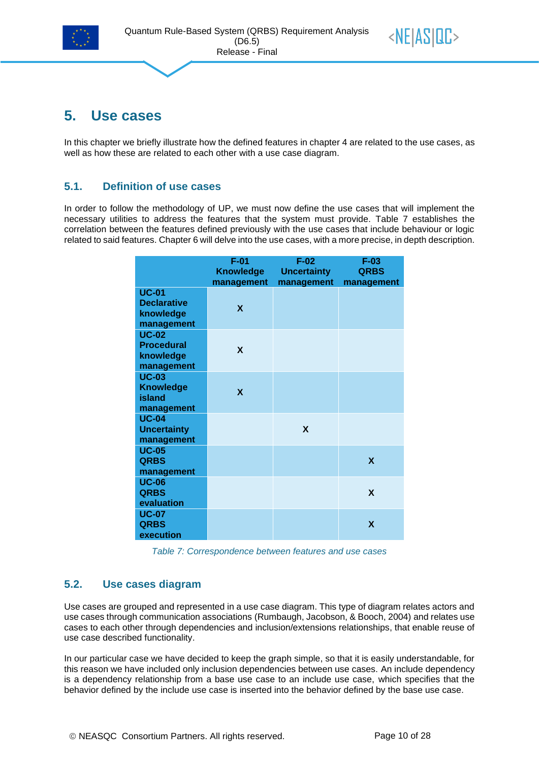# 5. Use cases

In this chapter we briefly illustrate how the defined features in chapter 4 are related to the use cases, as well as how these are related to each other with a use case diagram.

## 5.1. Definition of use cases

In order to follow the methodology of UP, we must now define the use cases that will implement the necessary utilities to address the features that the system must provide. Table 7 establishes the correlation between the features defined previously with the use cases that include behaviour or logic related to said features. Chapter 6 will delve into the use cases, with a more precise, in depth description.

| | F-01 Knowledge management | F-02 Uncertainty management | F-03 QRBS management |
|---|---|---|---|
| **UC-01 Declarative knowledge management** | X | | |
| **UC-02 Procedural knowledge management** | X | | |
| **UC-03 Knowledge island management** | X | | |
| **UC-04 Uncertainty management** | | X | |
| **UC-05 QRBS management** | | | X |
| **UC-06 QRBS evaluation** | | | X |
| **UC-07 QRBS execution** | | | X |

*Table 7: Correspondence between features and use cases*

## 5.2. Use cases diagram

Use cases are grouped and represented in a use case diagram. This type of diagram relates actors and use cases through communication associations (Rumbaugh, Jacobson, & Booch, 2004) and relates use cases to each other through dependencies and inclusion/extensions relationships, that enable reuse of use case described functionality.

In our particular case we have decided to keep the graph simple, so that it is easily understandable, for this reason we have included only inclusion dependencies between use cases. An include dependency is a dependency relationship from a base use case to an include use case, which specifies that the behavior defined by the include use case is inserted into the behavior defined by the base use case.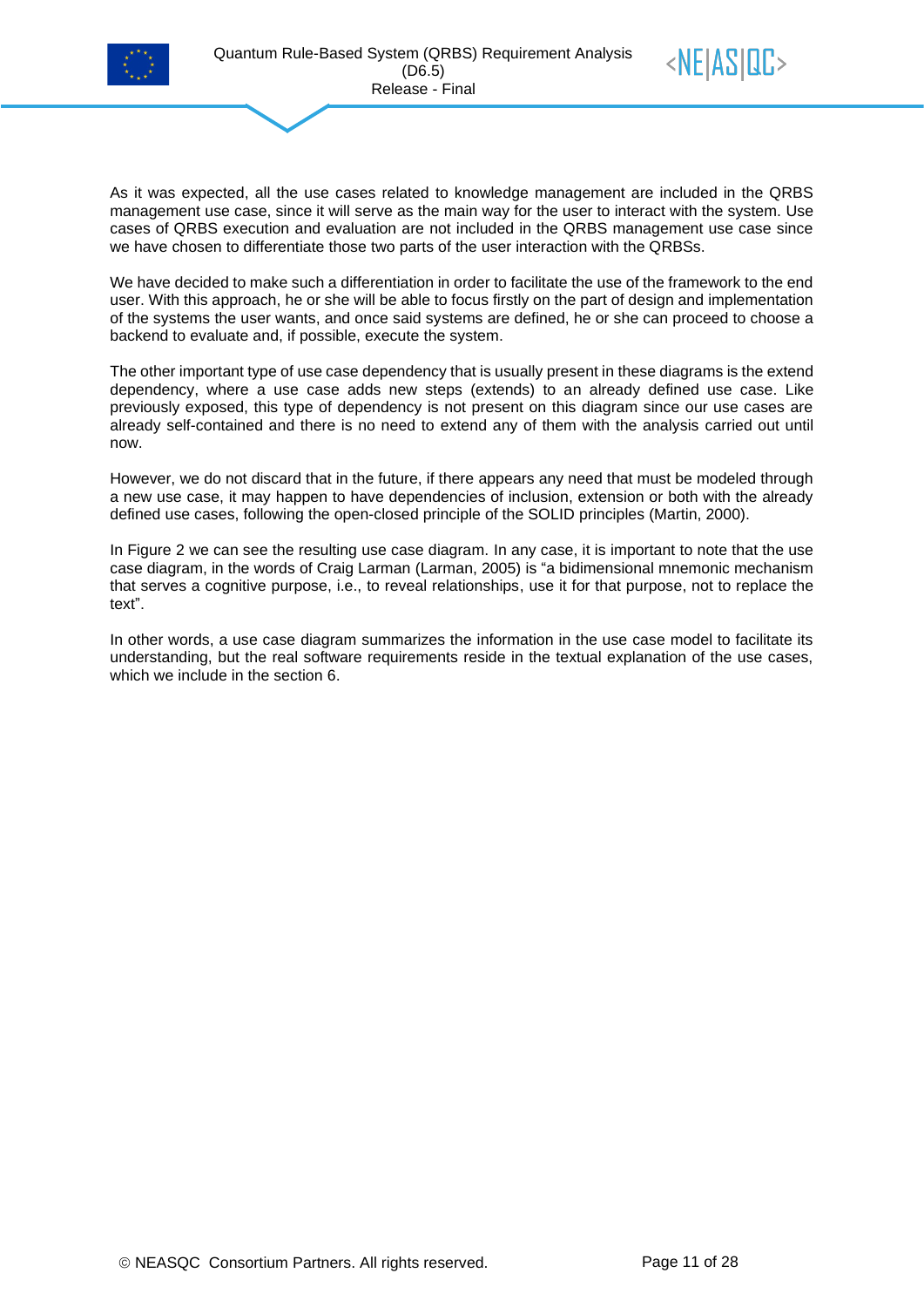As it was expected, all the use cases related to knowledge management are included in the QRBS management use case, since it will serve as the main way for the user to interact with the system. Use cases of QRBS execution and evaluation are not included in the QRBS management use case since we have chosen to differentiate those two parts of the user interaction with the QRBSs.

We have decided to make such a differentiation in order to facilitate the use of the framework to the end user. With this approach, he or she will be able to focus firstly on the part of design and implementation of the systems the user wants, and once said systems are defined, he or she can proceed to choose a backend to evaluate and, if possible, execute the system.

The other important type of use case dependency that is usually present in these diagrams is the extend dependency, where a use case adds new steps (extends) to an already defined use case. Like previously exposed, this type of dependency is not present on this diagram since our use cases are already self-contained and there is no need to extend any of them with the analysis carried out until now.

However, we do not discard that in the future, if there appears any need that must be modeled through a new use case, it may happen to have dependencies of inclusion, extension or both with the already defined use cases, following the open-closed principle of the SOLID principles (Martin, 2000).

In Figure 2 we can see the resulting use case diagram. In any case, it is important to note that the use case diagram, in the words of Craig Larman (Larman, 2005) is "a bidimensional mnemonic mechanism that serves a cognitive purpose, i.e., to reveal relationships, use it for that purpose, not to replace the text".

In other words, a use case diagram summarizes the information in the use case model to facilitate its understanding, but the real software requirements reside in the textual explanation of the use cases, which we include in the section 6.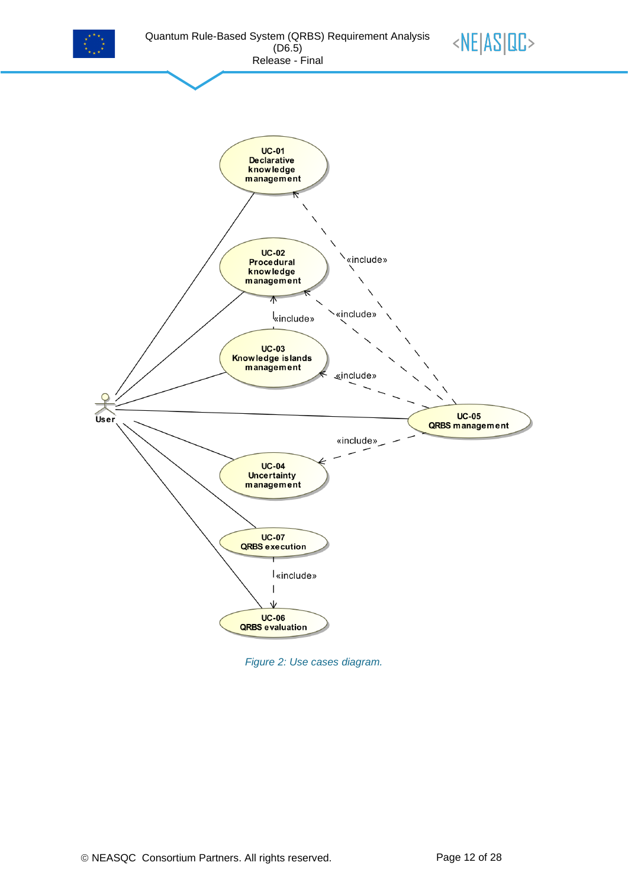Figure 2: Use cases diagram.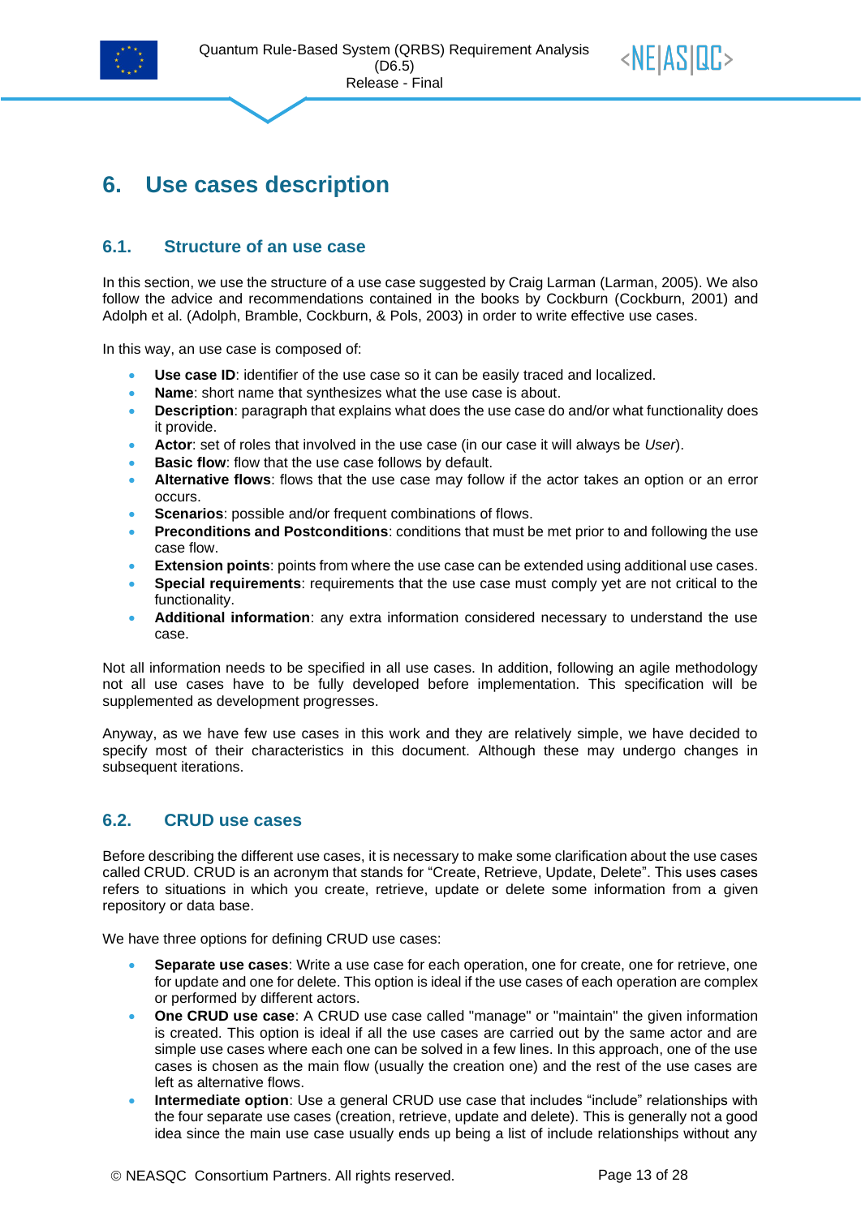# 6. Use cases description

## 6.1. Structure of an use case

In this section, we use the structure of a use case suggested by Craig Larman (Larman, 2005). We also follow the advice and recommendations contained in the books by Cockburn (Cockburn, 2001) and Adolph et al. (Adolph, Bramble, Cockburn, & Pols, 2003) in order to write effective use cases.

In this way, an use case is composed of:

- **Use case ID**: identifier of the use case so it can be easily traced and localized.
- **Name**: short name that synthesizes what the use case is about.
- **Description**: paragraph that explains what does the use case do and/or what functionality does it provide.
- **Actor**: set of roles that involved in the use case (in our case it will always be *User*).
- **Basic flow**: flow that the use case follows by default.
- **Alternative flows**: flows that the use case may follow if the actor takes an option or an error occurs.
- **Scenarios**: possible and/or frequent combinations of flows.
- **Preconditions and Postconditions**: conditions that must be met prior to and following the use case flow.
- **Extension points**: points from where the use case can be extended using additional use cases.
- **Special requirements**: requirements that the use case must comply yet are not critical to the functionality.
- **Additional information**: any extra information considered necessary to understand the use case.

Not all information needs to be specified in all use cases. In addition, following an agile methodology not all use cases have to be fully developed before implementation. This specification will be supplemented as development progresses.

Anyway, as we have few use cases in this work and they are relatively simple, we have decided to specify most of their characteristics in this document. Although these may undergo changes in subsequent iterations.

## 6.2. CRUD use cases

Before describing the different use cases, it is necessary to make some clarification about the use cases called CRUD. CRUD is an acronym that stands for “Create, Retrieve, Update, Delete”. This uses cases refers to situations in which you create, retrieve, update or delete some information from a given repository or data base.

We have three options for defining CRUD use cases:

- **Separate use cases**: Write a use case for each operation, one for create, one for retrieve, one for update and one for delete. This option is ideal if the use cases of each operation are complex or performed by different actors.
- **One CRUD use case**: A CRUD use case called "manage" or "maintain" the given information is created. This option is ideal if all the use cases are carried out by the same actor and are simple use cases where each one can be solved in a few lines. In this approach, one of the use cases is chosen as the main flow (usually the creation one) and the rest of the use cases are left as alternative flows.
- **Intermediate option**: Use a general CRUD use case that includes “include” relationships with the four separate use cases (creation, retrieve, update and delete). This is generally not a good idea since the main use case usually ends up being a list of include relationships without any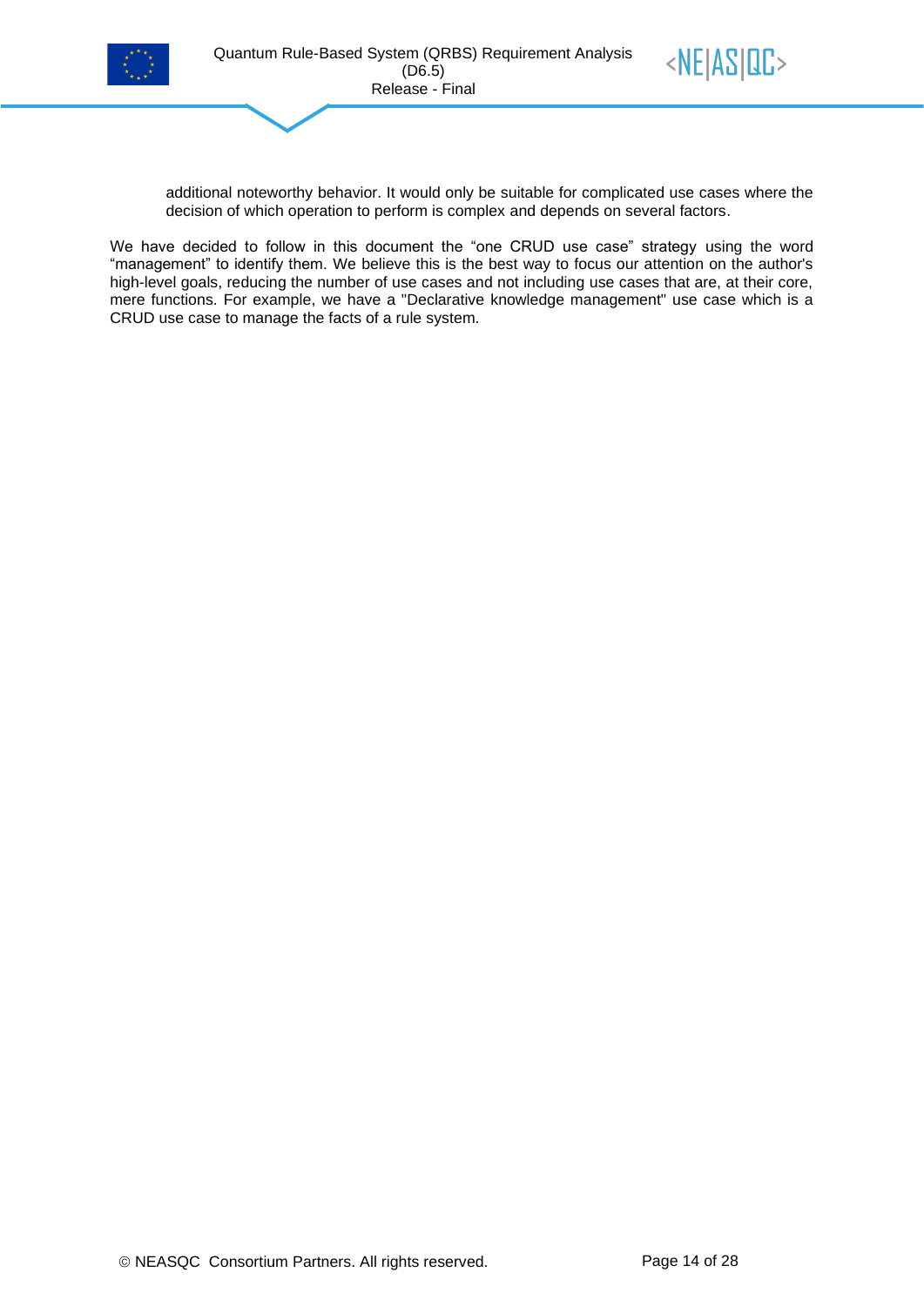additional noteworthy behavior. It would only be suitable for complicated use cases where the decision of which operation to perform is complex and depends on several factors.

We have decided to follow in this document the “one CRUD use case” strategy using the word “management” to identify them. We believe this is the best way to focus our attention on the author's high-level goals, reducing the number of use cases and not including use cases that are, at their core, mere functions. For example, we have a "Declarative knowledge management" use case which is a CRUD use case to manage the facts of a rule system.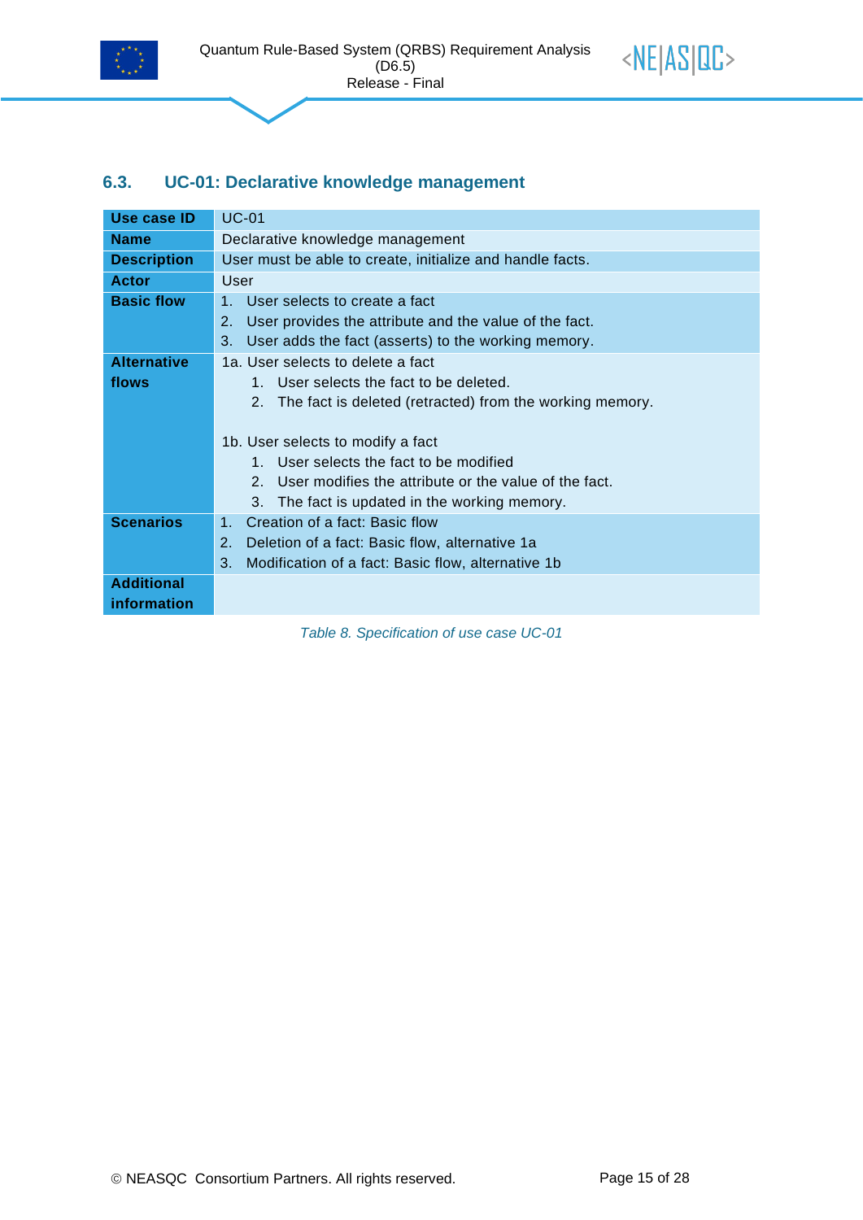## 6.3. UC-01: Declarative knowledge management

| Use case ID | UC-01 |
|---|---|
| Name | Declarative knowledge management |
| Description | User must be able to create, initialize and handle facts. |
| Actor | User |
| Basic flow | 1. User selects to create a fact<br>2. User provides the attribute and the value of the fact.<br>3. User adds the fact (asserts) to the working memory. |
| Alternative flows | 1a. User selects to delete a fact<br>1. User selects the fact to be deleted.<br>2. The fact is deleted (retracted) from the working memory.<br><br>1b. User selects to modify a fact<br>1. User selects the fact to be modified<br>2. User modifies the attribute or the value of the fact.<br>3. The fact is updated in the working memory. |
| Scenarios | 1. Creation of a fact: Basic flow<br>2. Deletion of a fact: Basic flow, alternative 1a<br>3. Modification of a fact: Basic flow, alternative 1b |
| Additional information | |

*Table 8. Specification of use case UC-01*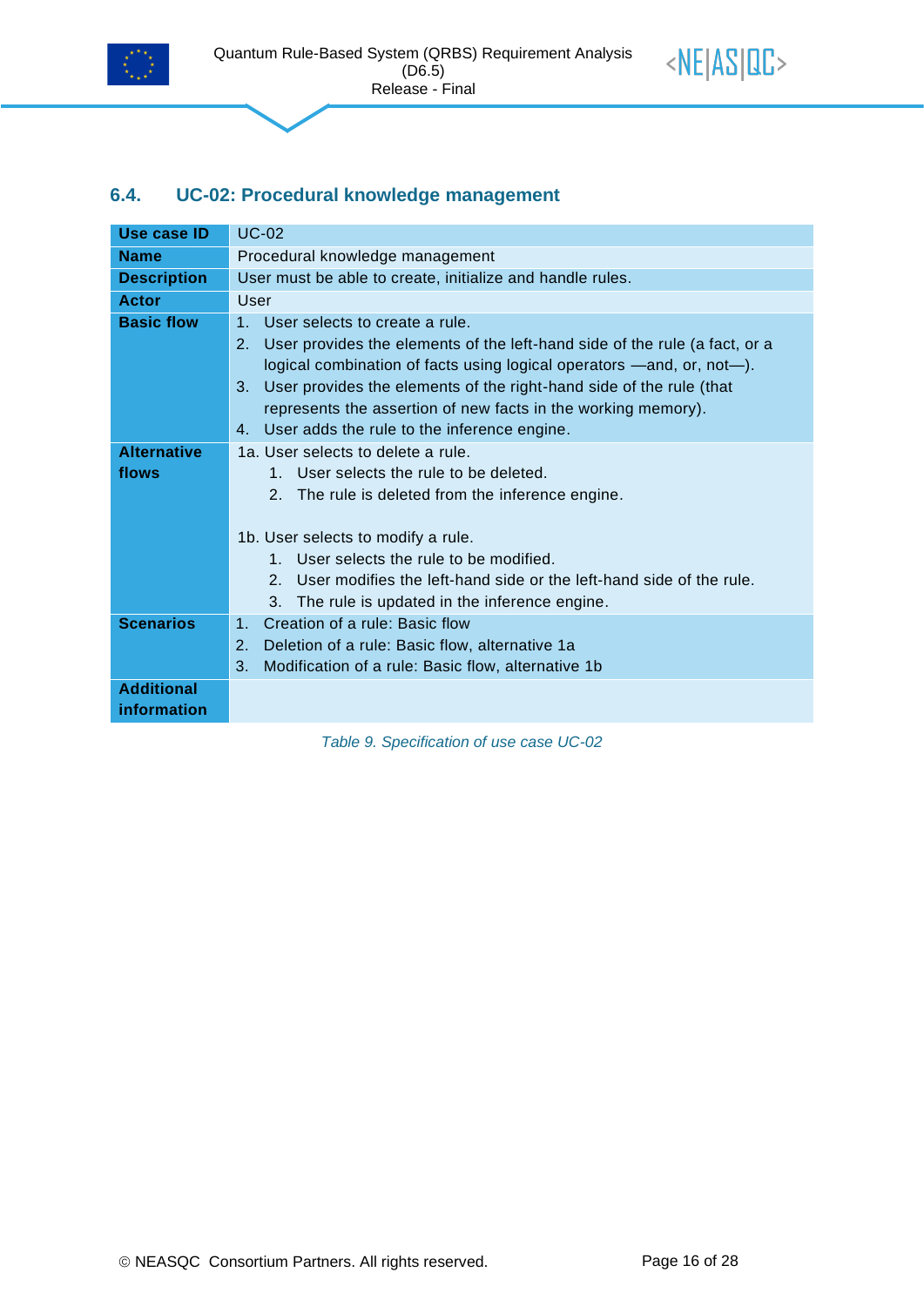## 6.4. UC-02: Procedural knowledge management

| Use case ID | UC-02 |
|---|---|
| **Name** | Procedural knowledge management |
| **Description** | User must be able to create, initialize and handle rules. |
| **Actor** | User |
| **Basic flow** | 1. User selects to create a rule.<br>2. User provides the elements of the left-hand side of the rule (a fact, or a logical combination of facts using logical operators —and, or, not—).<br>3. User provides the elements of the right-hand side of the rule (that represents the assertion of new facts in the working memory).<br>4. User adds the rule to the inference engine. |
| **Alternative flows** | 1a. User selects to delete a rule.<br>1. User selects the rule to be deleted.<br>2. The rule is deleted from the inference engine.<br><br>1b. User selects to modify a rule.<br>1. User selects the rule to be modified.<br>2. User modifies the left-hand side or the left-hand side of the rule.<br>3. The rule is updated in the inference engine. |
| **Scenarios** | 1. Creation of a rule: Basic flow<br>2. Deletion of a rule: Basic flow, alternative 1a<br>3. Modification of a rule: Basic flow, alternative 1b |
| **Additional information** | |

*Table 9. Specification of use case UC-02*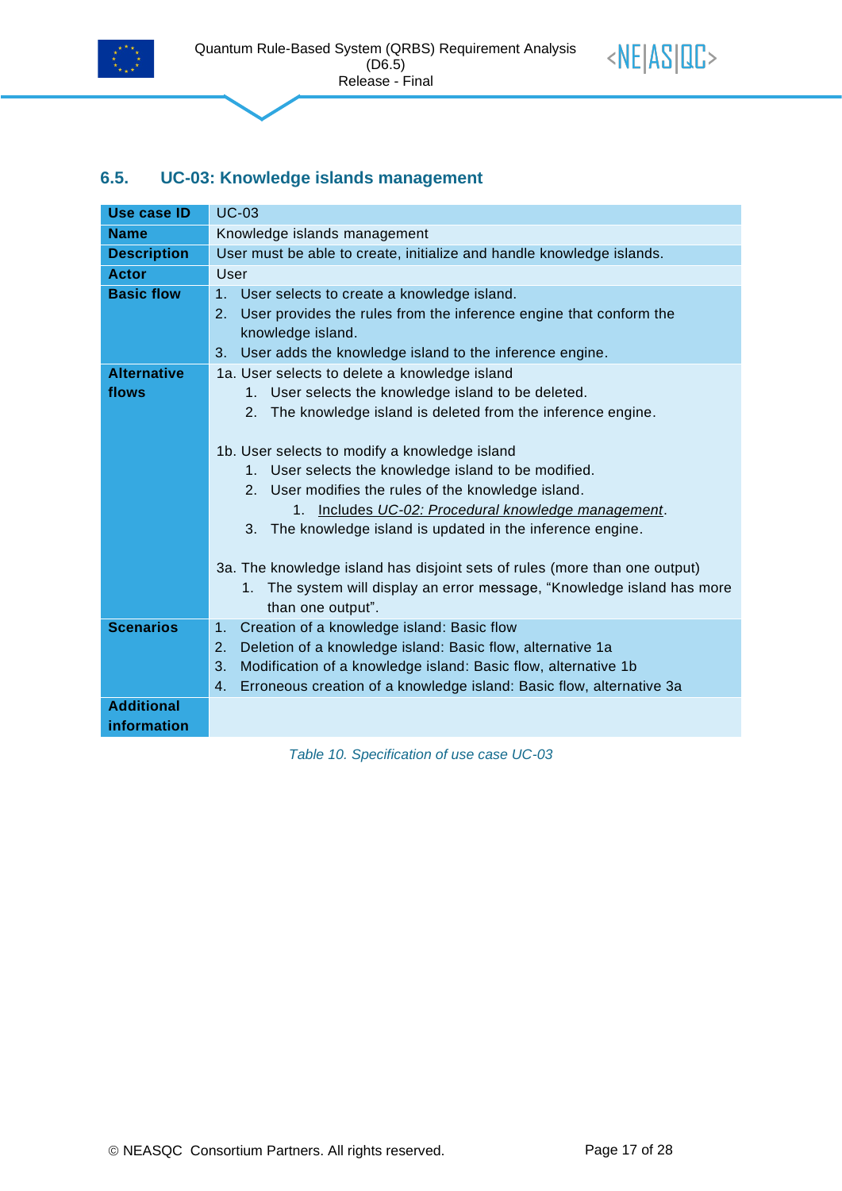### 6.5. UC-03: Knowledge islands management

| **Use case ID** | UC-03 |
|---|---|
| **Name** | Knowledge islands management |
| **Description** | User must be able to create, initialize and handle knowledge islands. |
| **Actor** | User |
| **Basic flow** | 1. User selects to create a knowledge island.<br>2. User provides the rules from the inference engine that conform the knowledge island.<br>3. User adds the knowledge island to the inference engine. |
| **Alternative flows** | 1a. User selects to delete a knowledge island<br>&nbsp;&nbsp;&nbsp;&nbsp;1. User selects the knowledge island to be deleted.<br>&nbsp;&nbsp;&nbsp;&nbsp;2. The knowledge island is deleted from the inference engine.<br><br>1b. User selects to modify a knowledge island<br>&nbsp;&nbsp;&nbsp;&nbsp;1. User selects the knowledge island to be modified.<br>&nbsp;&nbsp;&nbsp;&nbsp;2. User modifies the rules of the knowledge island.<br>&nbsp;&nbsp;&nbsp;&nbsp;&nbsp;&nbsp;&nbsp;&nbsp;1. Includes *UC-02: Procedural knowledge management*.<br>&nbsp;&nbsp;&nbsp;&nbsp;3. The knowledge island is updated in the inference engine.<br><br>3a. The knowledge island has disjoint sets of rules (more than one output)<br>&nbsp;&nbsp;&nbsp;&nbsp;1. The system will display an error message, "Knowledge island has more than one output". |
| **Scenarios** | 1. Creation of a knowledge island: Basic flow<br>2. Deletion of a knowledge island: Basic flow, alternative 1a<br>3. Modification of a knowledge island: Basic flow, alternative 1b<br>4. Erroneous creation of a knowledge island: Basic flow, alternative 3a |
| **Additional information** | |

*Table 10. Specification of use case UC-03*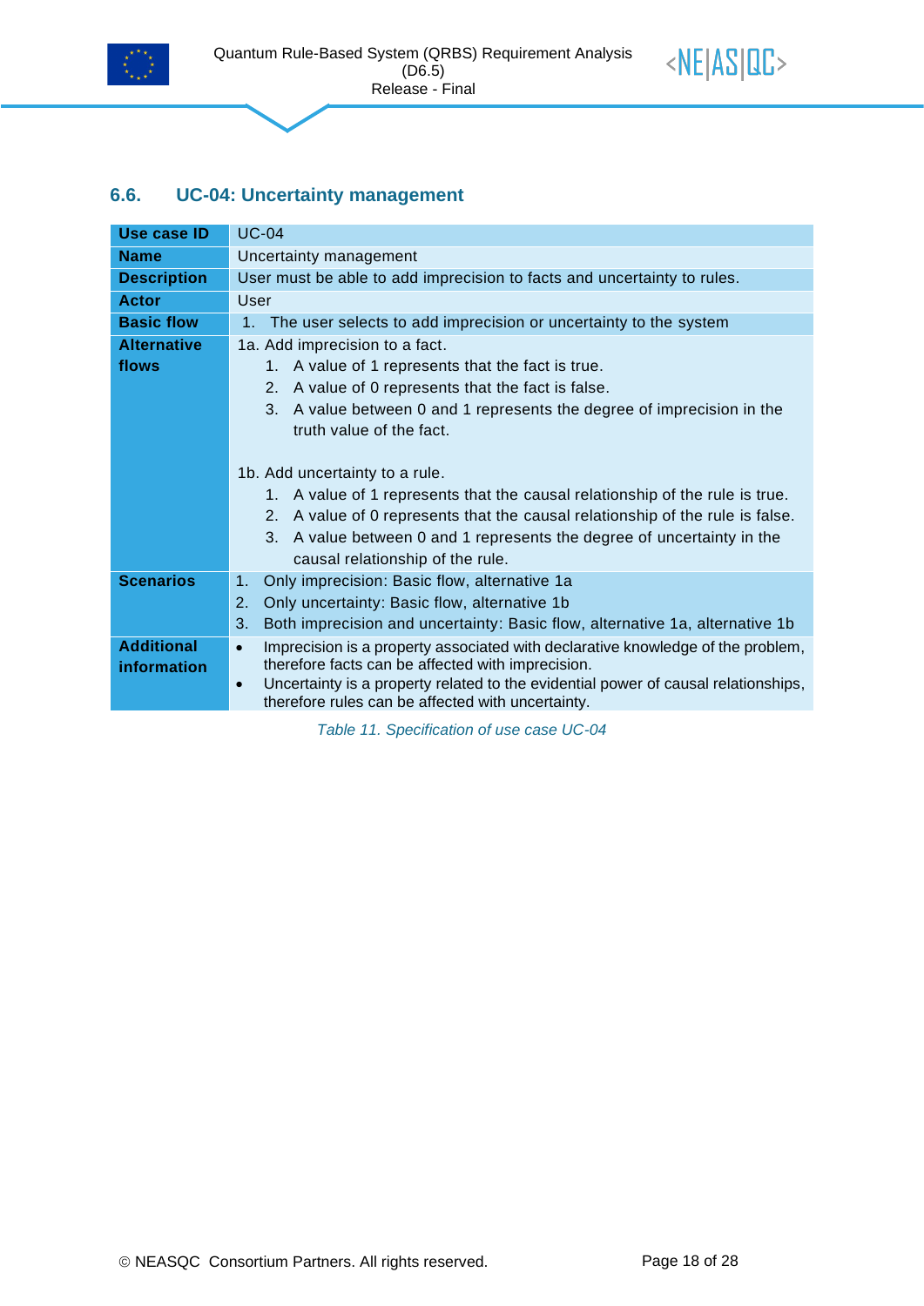## 6.6. UC-04: Uncertainty management

| Use case ID | UC-04 |
|---|---|
| **Name** | Uncertainty management |
| **Description** | User must be able to add imprecision to facts and uncertainty to rules. |
| **Actor** | User |
| **Basic flow** | 1. The user selects to add imprecision or uncertainty to the system |
| **Alternative flows** | 1a. Add imprecision to a fact.<br>1. A value of 1 represents that the fact is true.<br>2. A value of 0 represents that the fact is false.<br>3. A value between 0 and 1 represents the degree of imprecision in the truth value of the fact.<br><br>1b. Add uncertainty to a rule.<br>1. A value of 1 represents that the causal relationship of the rule is true.<br>2. A value of 0 represents that the causal relationship of the rule is false.<br>3. A value between 0 and 1 represents the degree of uncertainty in the causal relationship of the rule. |
| **Scenarios** | 1. Only imprecision: Basic flow, alternative 1a<br>2. Only uncertainty: Basic flow, alternative 1b<br>3. Both imprecision and uncertainty: Basic flow, alternative 1a, alternative 1b |
| **Additional information** | • Imprecision is a property associated with declarative knowledge of the problem, therefore facts can be affected with imprecision.<br>• Uncertainty is a property related to the evidential power of causal relationships, therefore rules can be affected with uncertainty. |

*Table 11. Specification of use case UC-04*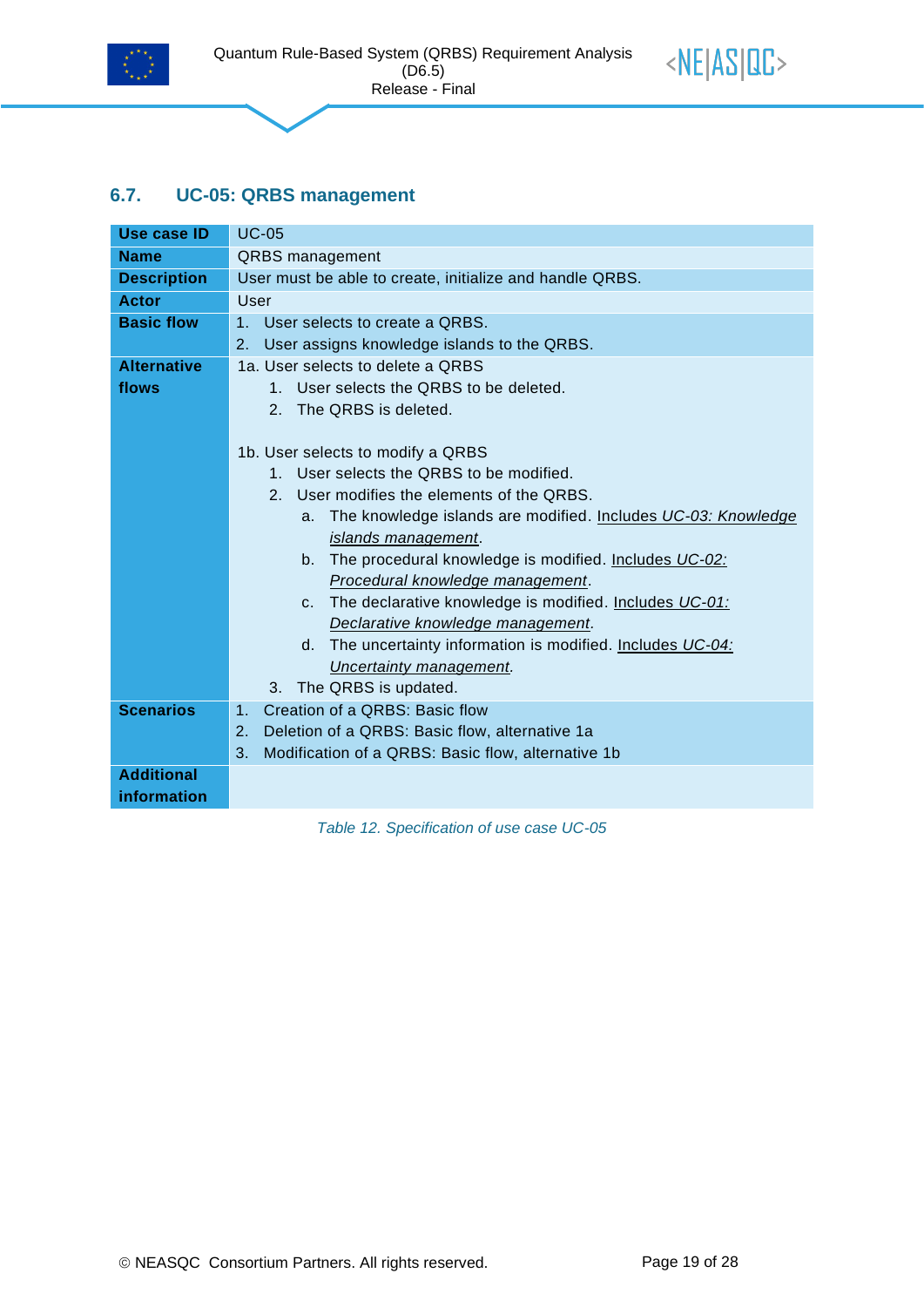## 6.7. UC-05: QRBS management

| **Use case ID** | UC-05 |
|---|---|
| **Name** | QRBS management |
| **Description** | User must be able to create, initialize and handle QRBS. |
| **Actor** | User |
| **Basic flow** | 1. User selects to create a QRBS.<br>2. User assigns knowledge islands to the QRBS. |
| **Alternative flows** | 1a. User selects to delete a QRBS<br>1. User selects the QRBS to be deleted.<br>2. The QRBS is deleted.<br><br>1b. User selects to modify a QRBS<br>1. User selects the QRBS to be modified.<br>2. User modifies the elements of the QRBS.<br>a. The knowledge islands are modified. Includes *UC-03: Knowledge islands management*.<br>b. The procedural knowledge is modified. Includes *UC-02: Procedural knowledge management*.<br>c. The declarative knowledge is modified. Includes *UC-01: Declarative knowledge management.*<br>d. The uncertainty information is modified. Includes *UC-04: Uncertainty management.*<br>3. The QRBS is updated. |
| **Scenarios** | 1. Creation of a QRBS: Basic flow<br>2. Deletion of a QRBS: Basic flow, alternative 1a<br>3. Modification of a QRBS: Basic flow, alternative 1b |
| **Additional information** | |

*Table 12. Specification of use case UC-05*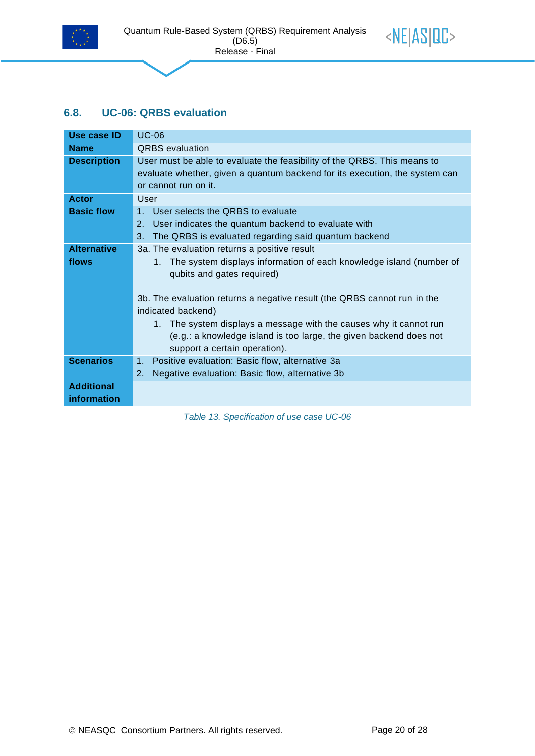## 6.8. UC-06: QRBS evaluation

| Use case ID | UC-06 |
|---|---|
| **Name** | QRBS evaluation |
| **Description** | User must be able to evaluate the feasibility of the QRBS. This means to evaluate whether, given a quantum backend for its execution, the system can or cannot run on it. |
| **Actor** | User |
| **Basic flow** | 1. User selects the QRBS to evaluate<br>2. User indicates the quantum backend to evaluate with<br>3. The QRBS is evaluated regarding said quantum backend |
| **Alternative flows** | 3a. The evaluation returns a positive result<br>1. The system displays information of each knowledge island (number of qubits and gates required)<br><br>3b. The evaluation returns a negative result (the QRBS cannot run in the indicated backend)<br>1. The system displays a message with the causes why it cannot run (e.g.: a knowledge island is too large, the given backend does not support a certain operation). |
| **Scenarios** | 1. Positive evaluation: Basic flow, alternative 3a<br>2. Negative evaluation: Basic flow, alternative 3b |
| **Additional information** | |

*Table 13. Specification of use case UC-06*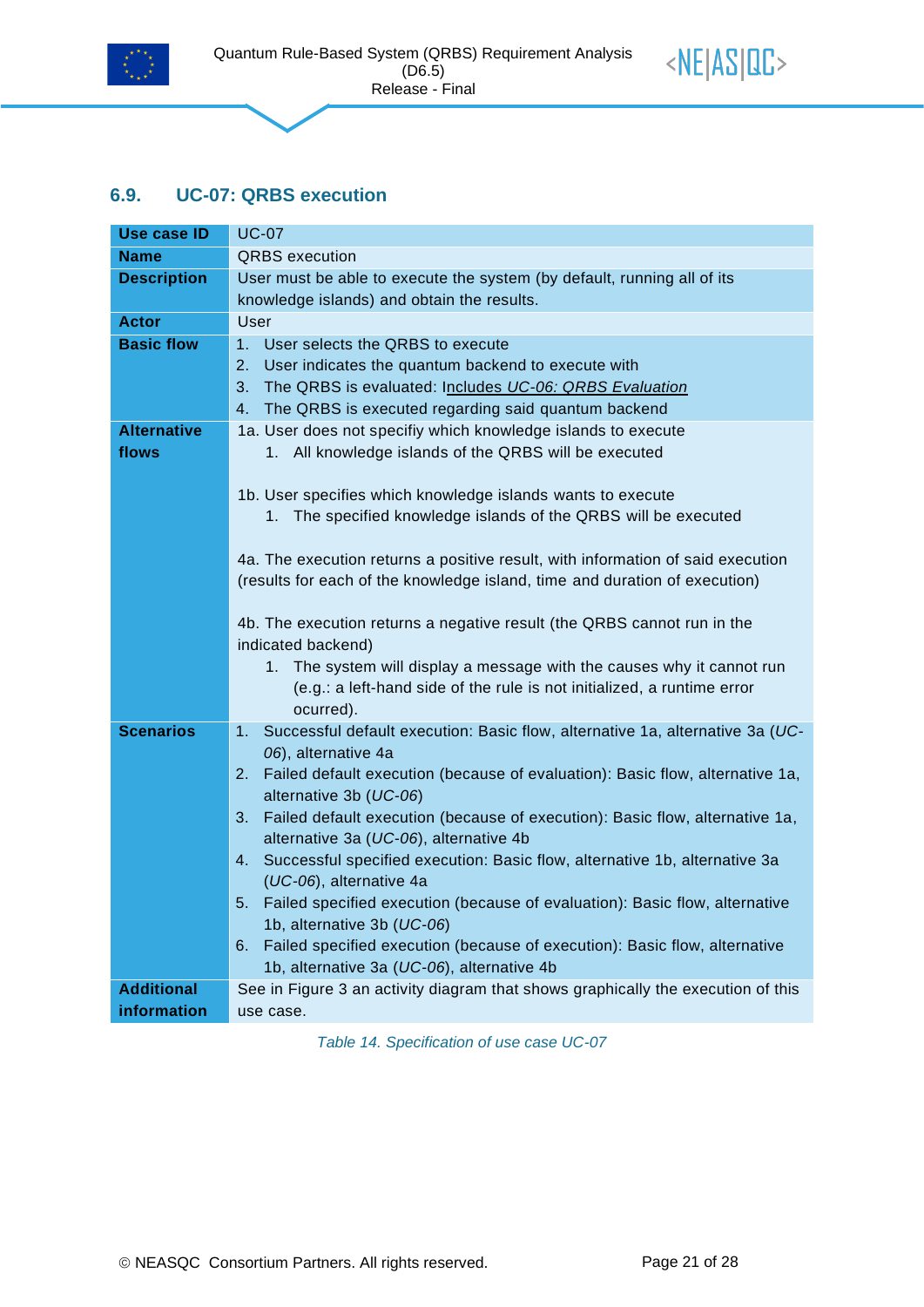### 6.9. UC-07: QRBS execution

| Use case ID | UC-07 |
|---|---|
| **Name** | QRBS execution |
| **Description** | User must be able to execute the system (by default, running all of its knowledge islands) and obtain the results. |
| **Actor** | User |
| **Basic flow** | 1. User selects the QRBS to execute<br>2. User indicates the quantum backend to execute with<br>3. The QRBS is evaluated: Includes *UC-06: QRBS Evaluation*<br>4. The QRBS is executed regarding said quantum backend |
| **Alternative flows** | 1a. User does not specifiy which knowledge islands to execute<br>1. All knowledge islands of the QRBS will be executed<br><br>1b. User specifies which knowledge islands wants to execute<br>1. The specified knowledge islands of the QRBS will be executed<br><br>4a. The execution returns a positive result, with information of said execution (results for each of the knowledge island, time and duration of execution)<br><br>4b. The execution returns a negative result (the QRBS cannot run in the indicated backend)<br>1. The system will display a message with the causes why it cannot run (e.g.: a left-hand side of the rule is not initialized, a runtime error ocurred). |
| **Scenarios** | 1. Successful default execution: Basic flow, alternative 1a, alternative 3a (*UC-06*), alternative 4a<br>2. Failed default execution (because of evaluation): Basic flow, alternative 1a, alternative 3b (*UC-06*)<br>3. Failed default execution (because of execution): Basic flow, alternative 1a, alternative 3a (*UC-06*), alternative 4b<br>4. Successful specified execution: Basic flow, alternative 1b, alternative 3a (*UC-06*), alternative 4a<br>5. Failed specified execution (because of evaluation): Basic flow, alternative 1b, alternative 3b (*UC-06*)<br>6. Failed specified execution (because of execution): Basic flow, alternative 1b, alternative 3a (*UC-06*), alternative 4b |
| **Additional information** | See in Figure 3 an activity diagram that shows graphically the execution of this use case. |

*Table 14. Specification of use case UC-07*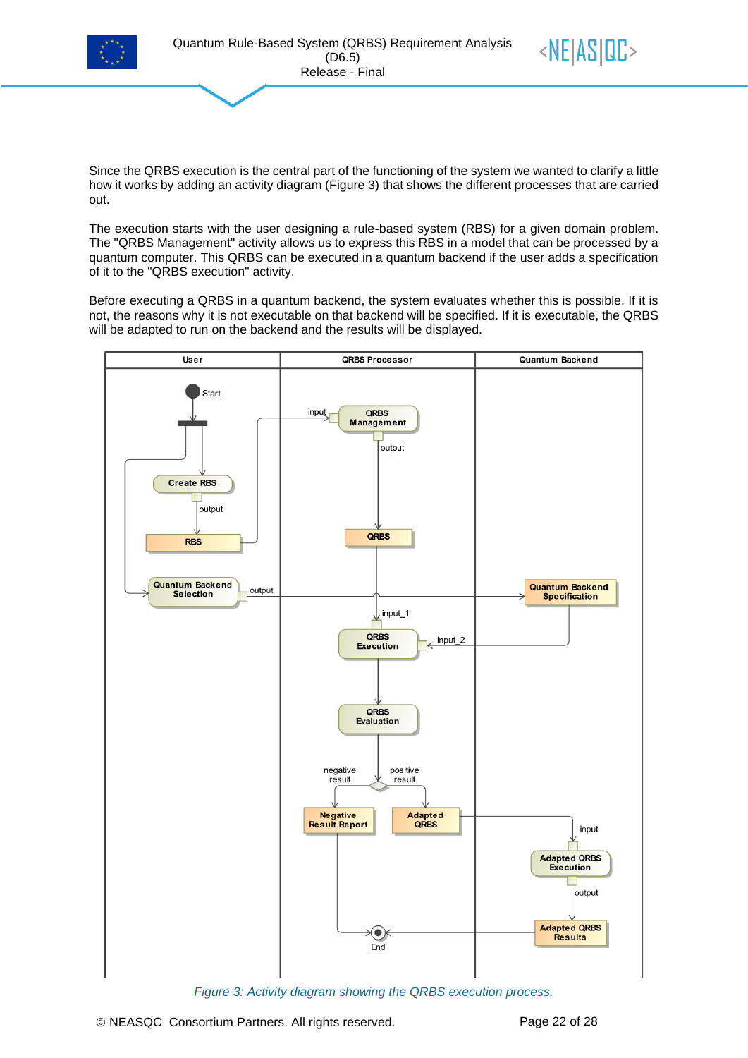Since the QRBS execution is the central part of the functioning of the system we wanted to clarify a little how it works by adding an activity diagram (Figure 3) that shows the different processes that are carried out.

The execution starts with the user designing a rule-based system (RBS) for a given domain problem. The "QRBS Management" activity allows us to express this RBS in a model that can be processed by a quantum computer. This QRBS can be executed in a quantum backend if the user adds a specification of it to the "QRBS execution" activity.

Before executing a QRBS in a quantum backend, the system evaluates whether this is possible. If it is not, the reasons why it is not executable on that backend will be specified. If it is executable, the QRBS will be adapted to run on the backend and the results will be displayed.

*Figure 3: Activity diagram showing the QRBS execution process.*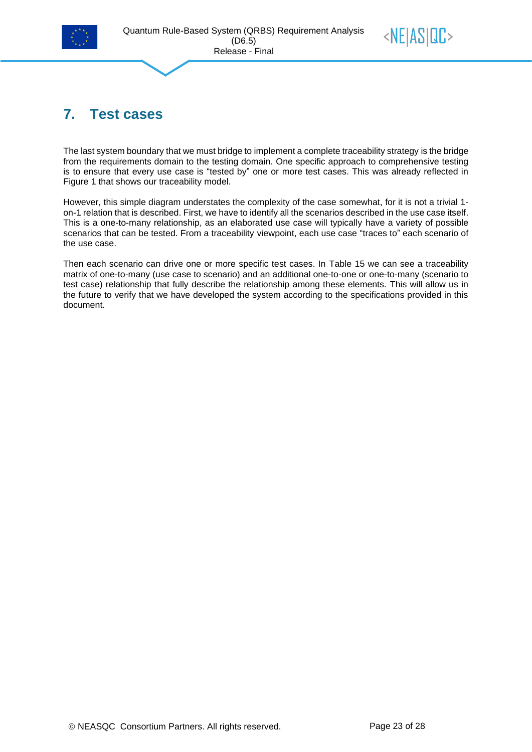# 7. Test cases

The last system boundary that we must bridge to implement a complete traceability strategy is the bridge from the requirements domain to the testing domain. One specific approach to comprehensive testing is to ensure that every use case is "tested by" one or more test cases. This was already reflected in Figure 1 that shows our traceability model.

However, this simple diagram understates the complexity of the case somewhat, for it is not a trivial 1-on-1 relation that is described. First, we have to identify all the scenarios described in the use case itself. This is a one-to-many relationship, as an elaborated use case will typically have a variety of possible scenarios that can be tested. From a traceability viewpoint, each use case "traces to" each scenario of the use case.

Then each scenario can drive one or more specific test cases. In Table 15 we can see a traceability matrix of one-to-many (use case to scenario) and an additional one-to-one or one-to-many (scenario to test case) relationship that fully describe the relationship among these elements. This will allow us in the future to verify that we have developed the system according to the specifications provided in this document.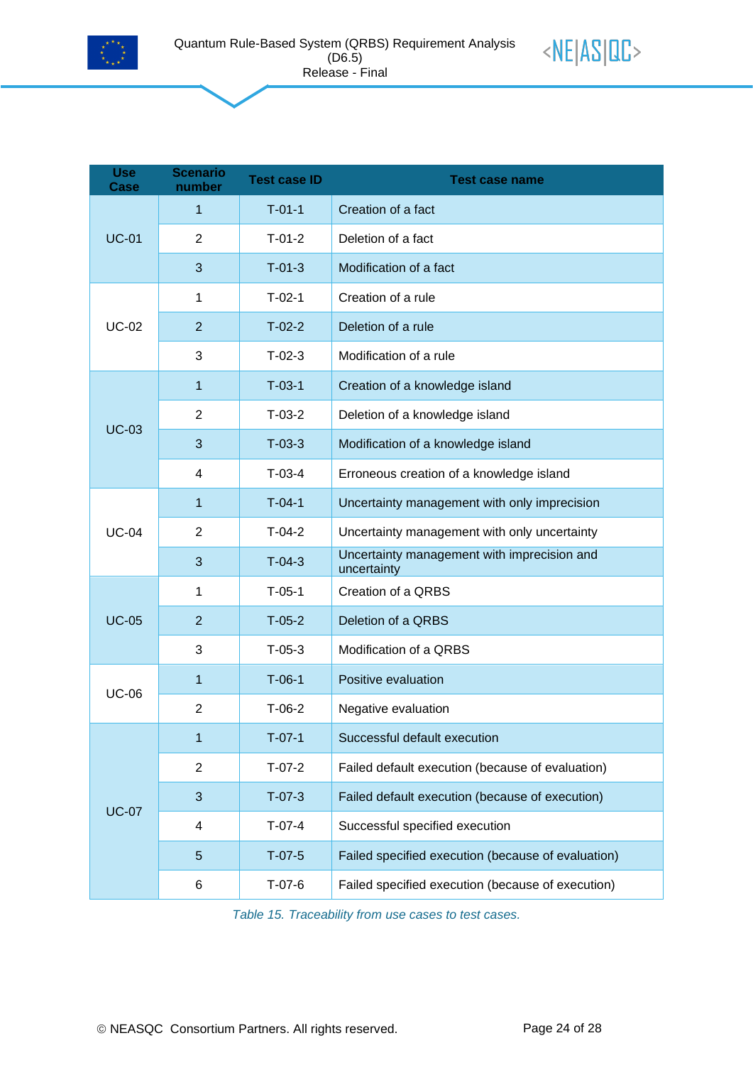| Use Case | Scenario number | Test case ID | Test case name |
|---|---|---|---|
| UC-01 | 1 | T-01-1 | Creation of a fact |
| | 2 | T-01-2 | Deletion of a fact |
| | 3 | T-01-3 | Modification of a fact |
| UC-02 | 1 | T-02-1 | Creation of a rule |
| | 2 | T-02-2 | Deletion of a rule |
| | 3 | T-02-3 | Modification of a rule |
| UC-03 | 1 | T-03-1 | Creation of a knowledge island |
| | 2 | T-03-2 | Deletion of a knowledge island |
| | 3 | T-03-3 | Modification of a knowledge island |
| | 4 | T-03-4 | Erroneous creation of a knowledge island |
| UC-04 | 1 | T-04-1 | Uncertainty management with only imprecision |
| | 2 | T-04-2 | Uncertainty management with only uncertainty |
| | 3 | T-04-3 | Uncertainty management with imprecision and uncertainty |
| UC-05 | 1 | T-05-1 | Creation of a QRBS |
| | 2 | T-05-2 | Deletion of a QRBS |
| | 3 | T-05-3 | Modification of a QRBS |
| UC-06 | 1 | T-06-1 | Positive evaluation |
| | 2 | T-06-2 | Negative evaluation |
| UC-07 | 1 | T-07-1 | Successful default execution |
| | 2 | T-07-2 | Failed default execution (because of evaluation) |
| | 3 | T-07-3 | Failed default execution (because of execution) |
| | 4 | T-07-4 | Successful specified execution |
| | 5 | T-07-5 | Failed specified execution (because of evaluation) |
| | 6 | T-07-6 | Failed specified execution (because of execution) |

*Table 15. Traceability from use cases to test cases.*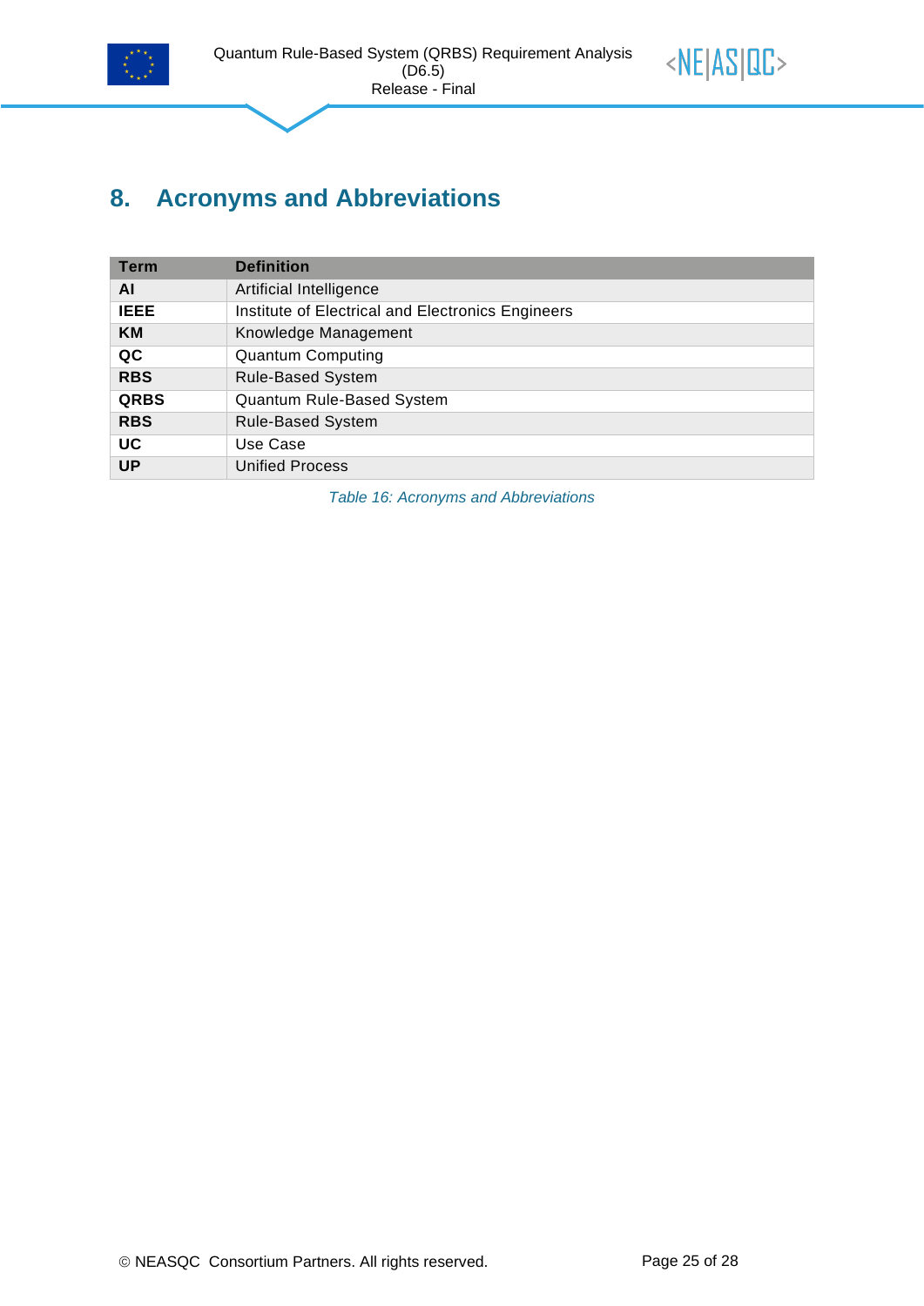# 8. Acronyms and Abbreviations

| Term | Definition |
| --- | --- |
| **AI** | Artificial Intelligence |
| **IEEE** | Institute of Electrical and Electronics Engineers |
| **KM** | Knowledge Management |
| **QC** | Quantum Computing |
| **RBS** | Rule-Based System |
| **QRBS** | Quantum Rule-Based System |
| **RBS** | Rule-Based System |
| **UC** | Use Case |
| **UP** | Unified Process |

*Table 16: Acronyms and Abbreviations*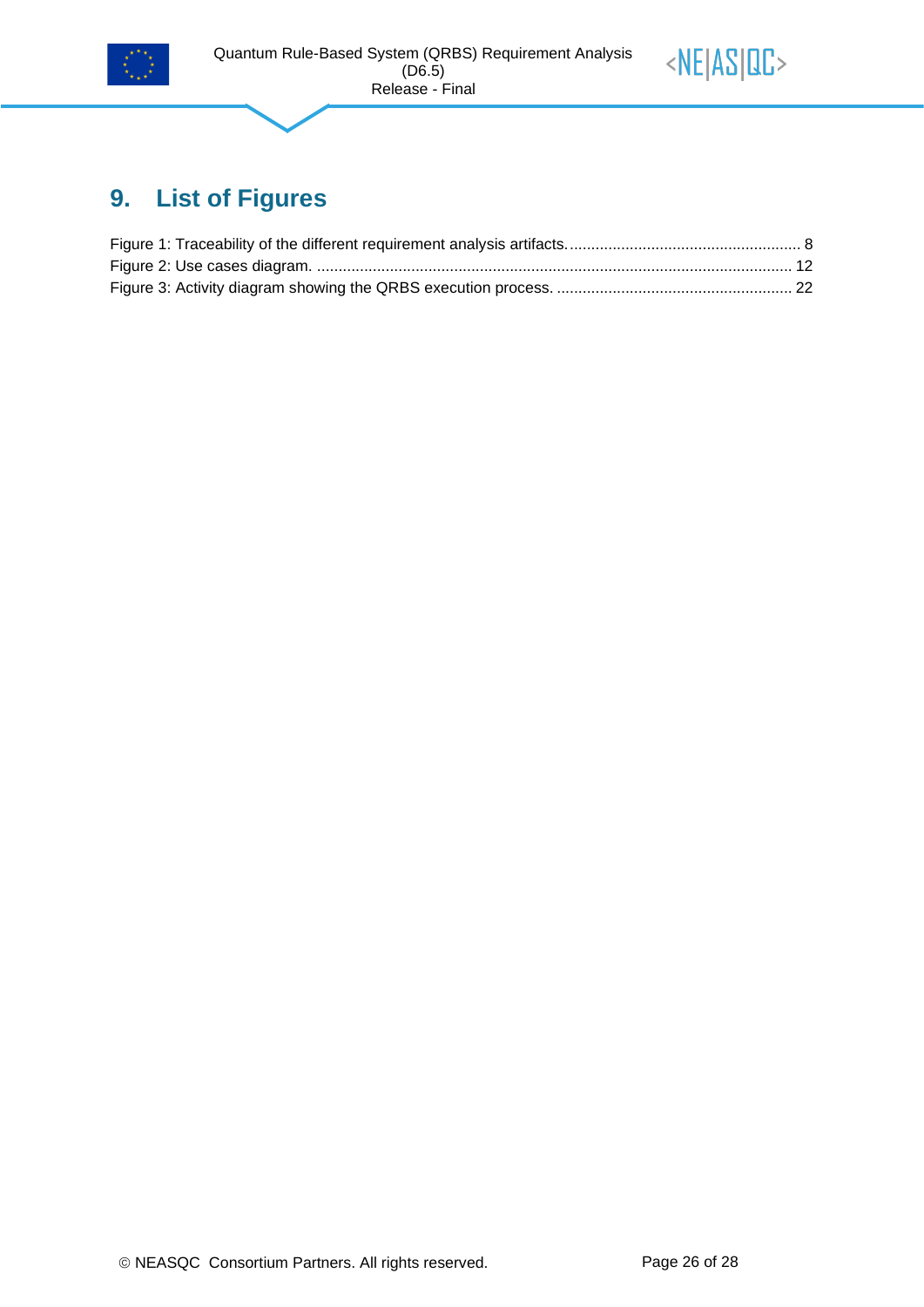# 9. List of Figures

Figure 1: Traceability of the different requirement analysis artifacts. ...................................................... 8
Figure 2: Use cases diagram. ............................................................................................................... 12
Figure 3: Activity diagram showing the QRBS execution process. ....................................................... 22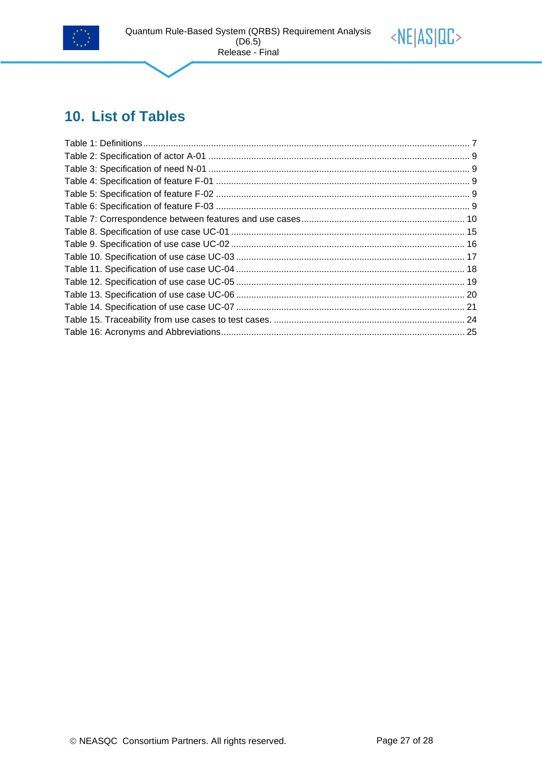# 10. List of Tables

Table 1: Definitions ..................................................................................................................... 7
Table 2: Specification of actor A-01 ........................................................................................... 9
Table 3: Specification of need N-01 ........................................................................................... 9
Table 4: Specification of feature F-01 ........................................................................................ 9
Table 5: Specification of feature F-02 ........................................................................................ 9
Table 6: Specification of feature F-03 ........................................................................................ 9
Table 7: Correspondence between features and use cases.................................................... 10
Table 8. Specification of use case UC-01 ................................................................................ 15
Table 9. Specification of use case UC-02 ................................................................................ 16
Table 10. Specification of use case UC-03 .............................................................................. 17
Table 11. Specification of use case UC-04 .............................................................................. 18
Table 12. Specification of use case UC-05 .............................................................................. 19
Table 13. Specification of use case UC-06 .............................................................................. 20
Table 14. Specification of use case UC-07 .............................................................................. 21
Table 15. Traceability from use cases to test cases. ................................................................ 24
Table 16: Acronyms and Abbreviations.................................................................................... 25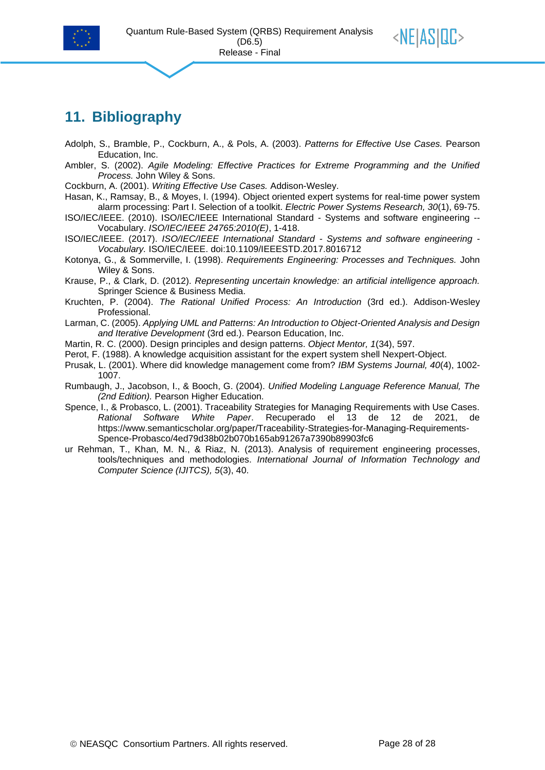# 11. Bibliography

Adolph, S., Bramble, P., Cockburn, A., & Pols, A. (2003). *Patterns for Effective Use Cases.* Pearson Education, Inc.

Ambler, S. (2002). *Agile Modeling: Effective Practices for Extreme Programming and the Unified Process.* John Wiley & Sons.

Cockburn, A. (2001). *Writing Effective Use Cases.* Addison-Wesley.

Hasan, K., Ramsay, B., & Moyes, I. (1994). Object oriented expert systems for real-time power system alarm processing: Part I. Selection of a toolkit. *Electric Power Systems Research, 30*(1), 69-75.

ISO/IEC/IEEE. (2010). ISO/IEC/IEEE International Standard - Systems and software engineering -- Vocabulary. *ISO/IEC/IEEE 24765:2010(E)*, 1-418.

ISO/IEC/IEEE. (2017). *ISO/IEC/IEEE International Standard - Systems and software engineering - Vocabulary.* ISO/IEC/IEEE. doi:10.1109/IEEESTD.2017.8016712

Kotonya, G., & Sommerville, I. (1998). *Requirements Engineering: Processes and Techniques.* John Wiley & Sons.

Krause, P., & Clark, D. (2012). *Representing uncertain knowledge: an artificial intelligence approach.* Springer Science & Business Media.

Kruchten, P. (2004). *The Rational Unified Process: An Introduction* (3rd ed.). Addison-Wesley Professional.

Larman, C. (2005). *Applying UML and Patterns: An Introduction to Object-Oriented Analysis and Design and Iterative Development* (3rd ed.). Pearson Education, Inc.

Martin, R. C. (2000). Design principles and design patterns. *Object Mentor, 1*(34), 597.

Perot, F. (1988). A knowledge acquisition assistant for the expert system shell Nexpert-Object.

Prusak, L. (2001). Where did knowledge management come from? *IBM Systems Journal, 40*(4), 1002-1007.

Rumbaugh, J., Jacobson, I., & Booch, G. (2004). *Unified Modeling Language Reference Manual, The (2nd Edition).* Pearson Higher Education.

Spence, I., & Probasco, L. (2001). Traceability Strategies for Managing Requirements with Use Cases. *Rational Software White Paper*. Recuperado el 13 de 12 de 2021, de https://www.semanticscholar.org/paper/Traceability-Strategies-for-Managing-Requirements-Spence-Probasco/4ed79d38b02b070b165ab91267a7390b89903fc6

ur Rehman, T., Khan, M. N., & Riaz, N. (2013). Analysis of requirement engineering processes, tools/techniques and methodologies. *International Journal of Information Technology and Computer Science (IJITCS), 5*(3), 40.